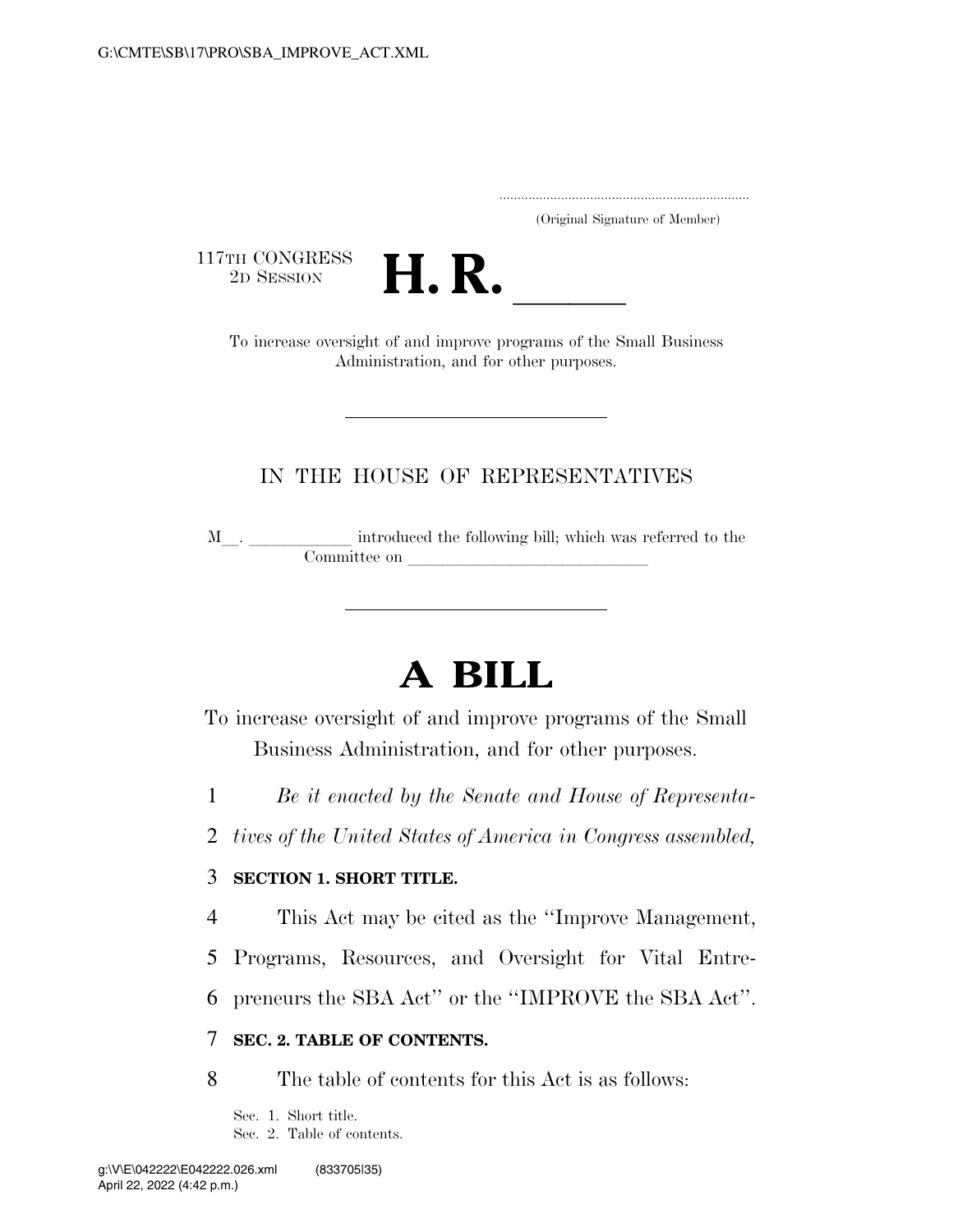(Original Signature of Member)

117TH CONGRESS
2D SESSION

# H. R. ______

To increase oversight of and improve programs of the Small Business Administration, and for other purposes.

IN THE HOUSE OF REPRESENTATIVES

M__. ____________ introduced the following bill; which was referred to the Committee on ____________________________

# A BILL

To increase oversight of and improve programs of the Small Business Administration, and for other purposes.

1 *Be it enacted by the Senate and House of Representa-*
2 *tives of the United States of America in Congress assembled,*

3 **SECTION 1. SHORT TITLE.**

4 This Act may be cited as the "Improve Management,
5 Programs, Resources, and Oversight for Vital Entre-
6 preneurs the SBA Act" or the "IMPROVE the SBA Act".

7 **SEC. 2. TABLE OF CONTENTS.**

8 The table of contents for this Act is as follows:

Sec. 1. Short title.
Sec. 2. Table of contents.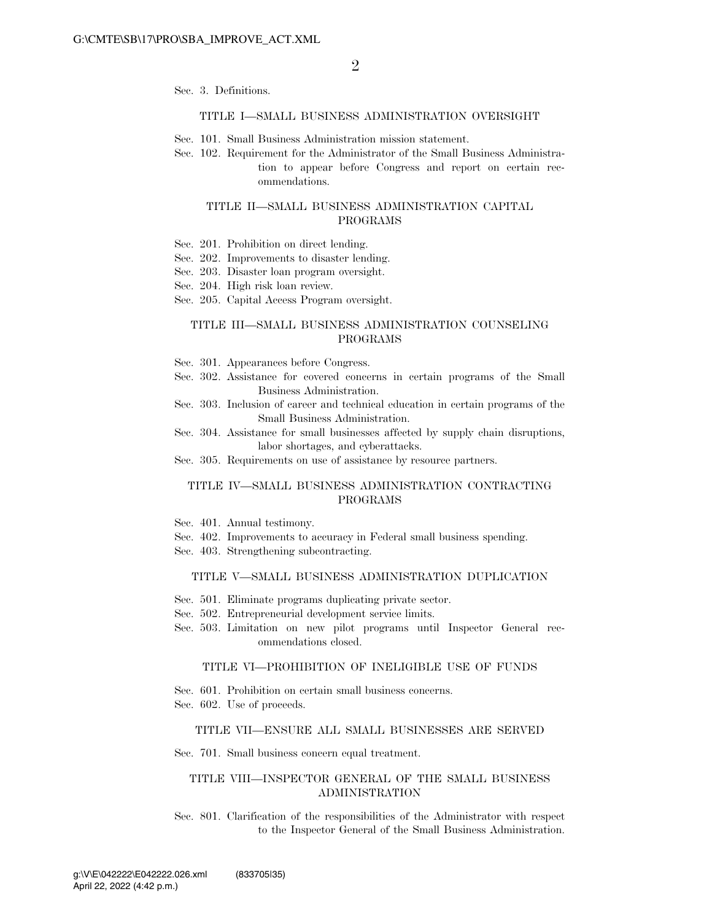Sec. 3. Definitions.

### TITLE I—SMALL BUSINESS ADMINISTRATION OVERSIGHT

Sec. 101. Small Business Administration mission statement.
Sec. 102. Requirement for the Administrator of the Small Business Administration to appear before Congress and report on certain recommendations.

### TITLE II—SMALL BUSINESS ADMINISTRATION CAPITAL PROGRAMS

Sec. 201. Prohibition on direct lending.
Sec. 202. Improvements to disaster lending.
Sec. 203. Disaster loan program oversight.
Sec. 204. High risk loan review.
Sec. 205. Capital Access Program oversight.

### TITLE III—SMALL BUSINESS ADMINISTRATION COUNSELING PROGRAMS

Sec. 301. Appearances before Congress.
Sec. 302. Assistance for covered concerns in certain programs of the Small Business Administration.
Sec. 303. Inclusion of career and technical education in certain programs of the Small Business Administration.
Sec. 304. Assistance for small businesses affected by supply chain disruptions, labor shortages, and cyberattacks.
Sec. 305. Requirements on use of assistance by resource partners.

### TITLE IV—SMALL BUSINESS ADMINISTRATION CONTRACTING PROGRAMS

Sec. 401. Annual testimony.
Sec. 402. Improvements to accuracy in Federal small business spending.
Sec. 403. Strengthening subcontracting.

### TITLE V—SMALL BUSINESS ADMINISTRATION DUPLICATION

Sec. 501. Eliminate programs duplicating private sector.
Sec. 502. Entrepreneurial development service limits.
Sec. 503. Limitation on new pilot programs until Inspector General recommendations closed.

### TITLE VI—PROHIBITION OF INELIGIBLE USE OF FUNDS

Sec. 601. Prohibition on certain small business concerns.
Sec. 602. Use of proceeds.

### TITLE VII—ENSURE ALL SMALL BUSINESSES ARE SERVED

Sec. 701. Small business concern equal treatment.

### TITLE VIII—INSPECTOR GENERAL OF THE SMALL BUSINESS ADMINISTRATION

Sec. 801. Clarification of the responsibilities of the Administrator with respect to the Inspector General of the Small Business Administration.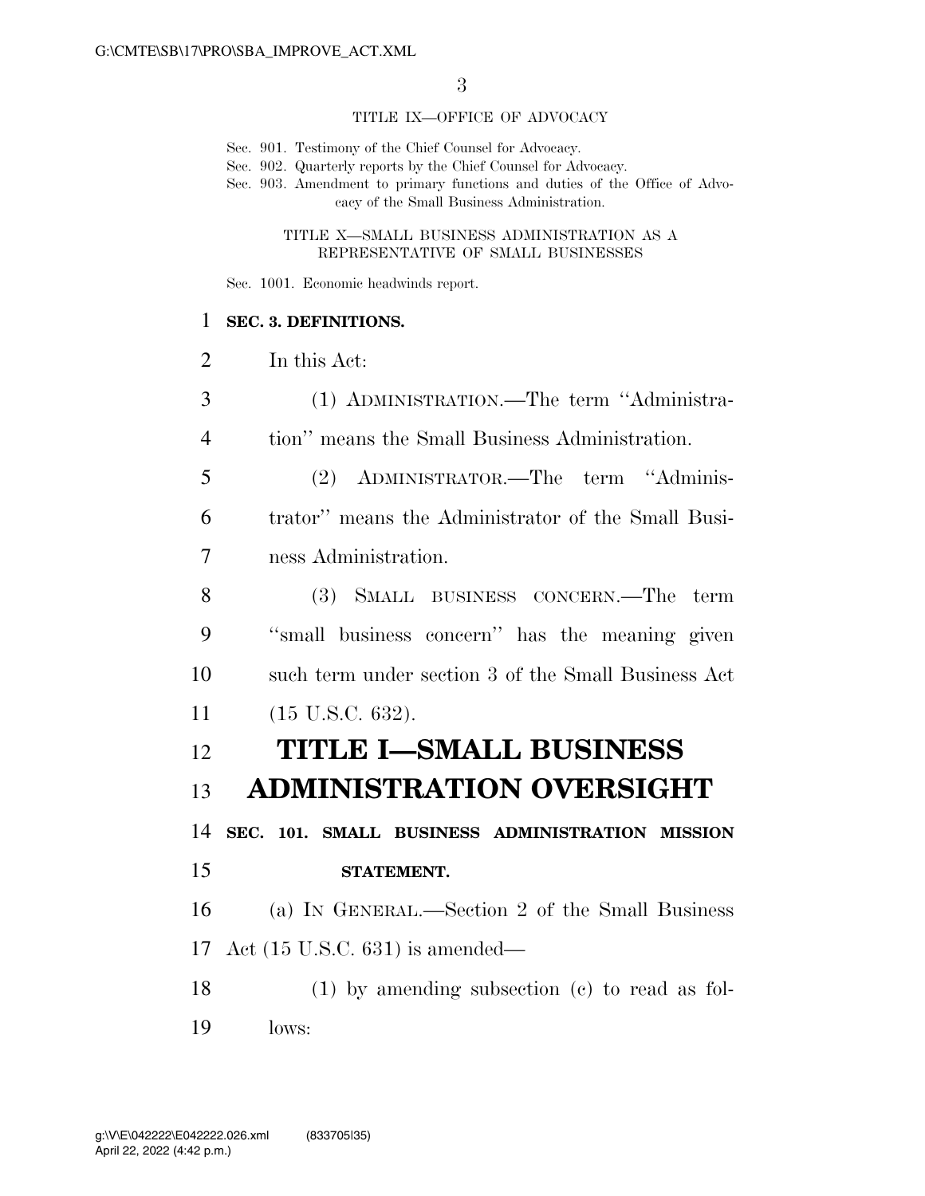TITLE IX—OFFICE OF ADVOCACY

Sec. 901. Testimony of the Chief Counsel for Advocacy.
Sec. 902. Quarterly reports by the Chief Counsel for Advocacy.
Sec. 903. Amendment to primary functions and duties of the Office of Advocacy of the Small Business Administration.

TITLE X—SMALL BUSINESS ADMINISTRATION AS A REPRESENTATIVE OF SMALL BUSINESSES

Sec. 1001. Economic headwinds report.

**SEC. 3. DEFINITIONS.**

In this Act:

(1) ADMINISTRATION.—The term ''Administration'' means the Small Business Administration.

(2) ADMINISTRATOR.—The term ''Administrator'' means the Administrator of the Small Business Administration.

(3) SMALL BUSINESS CONCERN.—The term ''small business concern'' has the meaning given such term under section 3 of the Small Business Act (15 U.S.C. 632).

# TITLE I—SMALL BUSINESS ADMINISTRATION OVERSIGHT

**SEC. 101. SMALL BUSINESS ADMINISTRATION MISSION STATEMENT.**

(a) IN GENERAL.—Section 2 of the Small Business Act (15 U.S.C. 631) is amended—

(1) by amending subsection (c) to read as follows: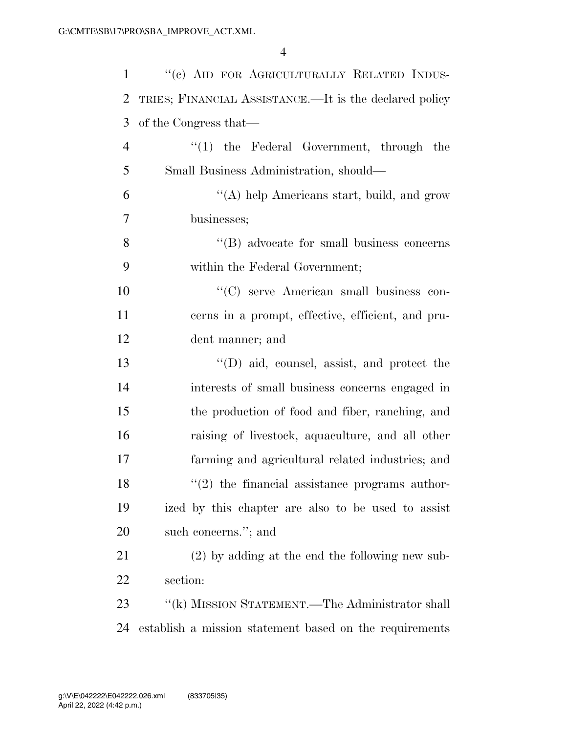"(c) AID FOR AGRICULTURALLY RELATED INDUSTRIES; FINANCIAL ASSISTANCE.—It is the declared policy of the Congress that—

"(1) the Federal Government, through the Small Business Administration, should—

"(A) help Americans start, build, and grow businesses;

"(B) advocate for small business concerns within the Federal Government;

"(C) serve American small business concerns in a prompt, effective, efficient, and prudent manner; and

"(D) aid, counsel, assist, and protect the interests of small business concerns engaged in the production of food and fiber, ranching, and raising of livestock, aquaculture, and all other farming and agricultural related industries; and

"(2) the financial assistance programs authorized by this chapter are also to be used to assist such concerns."; and

(2) by adding at the end the following new subsection:

"(k) MISSION STATEMENT.—The Administrator shall establish a mission statement based on the requirements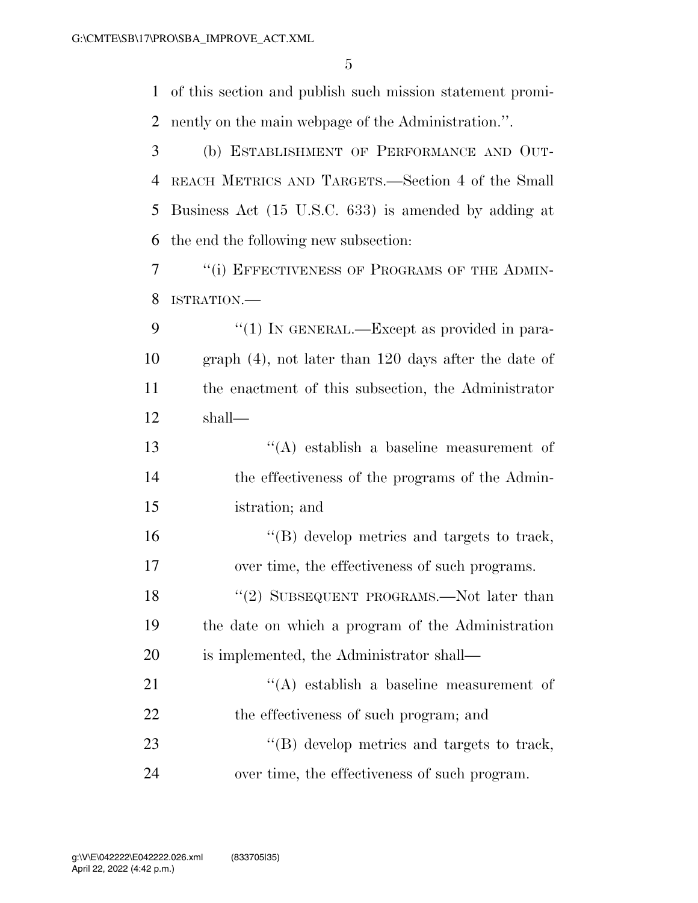of this section and publish such mission statement prominently on the main webpage of the Administration.''.

(b) ESTABLISHMENT OF PERFORMANCE AND OUTREACH METRICS AND TARGETS.—Section 4 of the Small Business Act (15 U.S.C. 633) is amended by adding at the end the following new subsection:

''(i) EFFECTIVENESS OF PROGRAMS OF THE ADMINISTRATION.—

''(1) IN GENERAL.—Except as provided in paragraph (4), not later than 120 days after the date of the enactment of this subsection, the Administrator shall—

''(A) establish a baseline measurement of the effectiveness of the programs of the Administration; and

''(B) develop metrics and targets to track, over time, the effectiveness of such programs.

''(2) SUBSEQUENT PROGRAMS.—Not later than the date on which a program of the Administration is implemented, the Administrator shall—

''(A) establish a baseline measurement of the effectiveness of such program; and

''(B) develop metrics and targets to track, over time, the effectiveness of such program.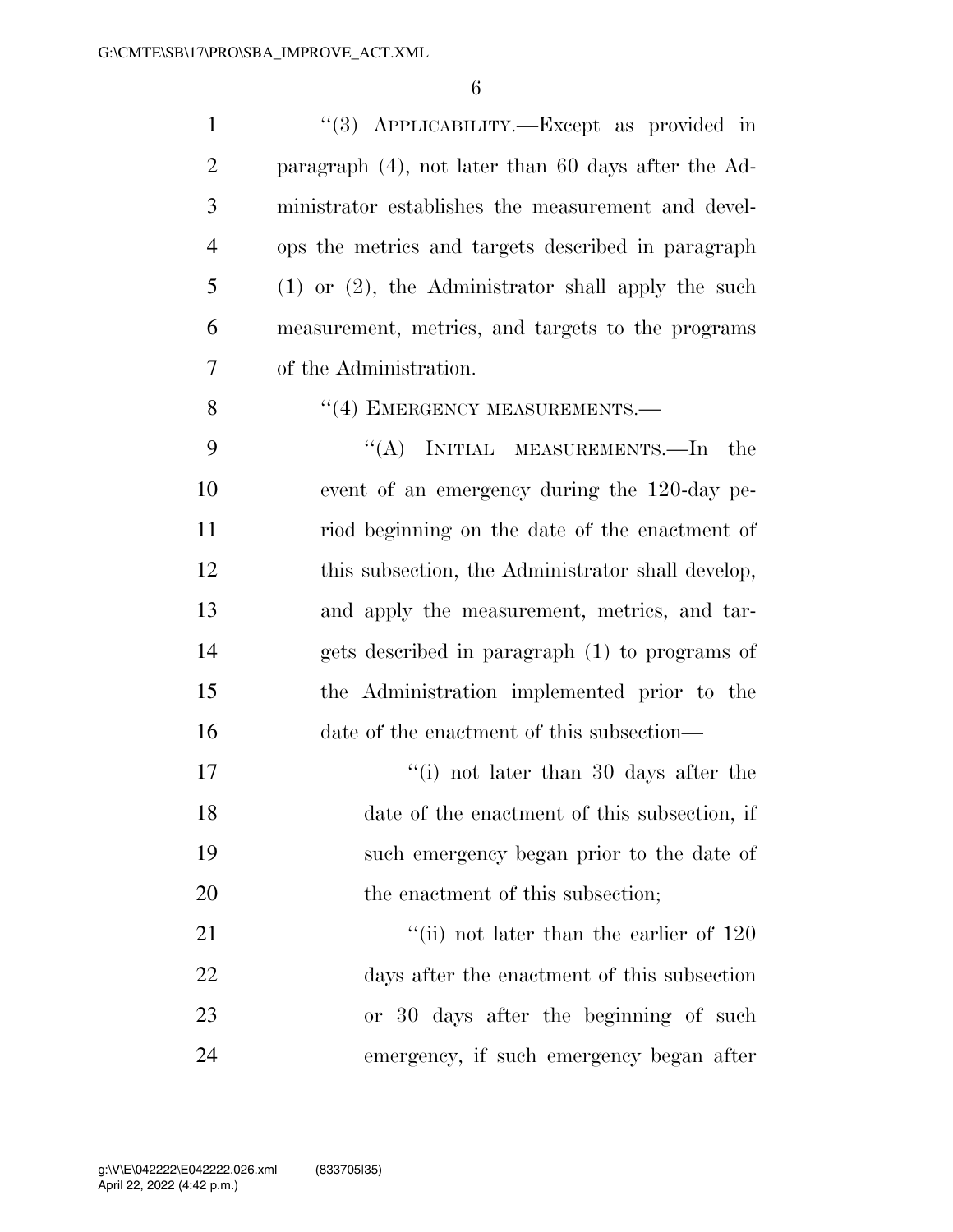''(3) APPLICABILITY.—Except as provided in paragraph (4), not later than 60 days after the Administrator establishes the measurement and develops the metrics and targets described in paragraph (1) or (2), the Administrator shall apply the such measurement, metrics, and targets to the programs of the Administration.

''(4) EMERGENCY MEASUREMENTS.—

''(A) INITIAL MEASUREMENTS.—In the event of an emergency during the 120-day period beginning on the date of the enactment of this subsection, the Administrator shall develop, and apply the measurement, metrics, and targets described in paragraph (1) to programs of the Administration implemented prior to the date of the enactment of this subsection—

''(i) not later than 30 days after the date of the enactment of this subsection, if such emergency began prior to the date of the enactment of this subsection;

''(ii) not later than the earlier of 120 days after the enactment of this subsection or 30 days after the beginning of such emergency, if such emergency began after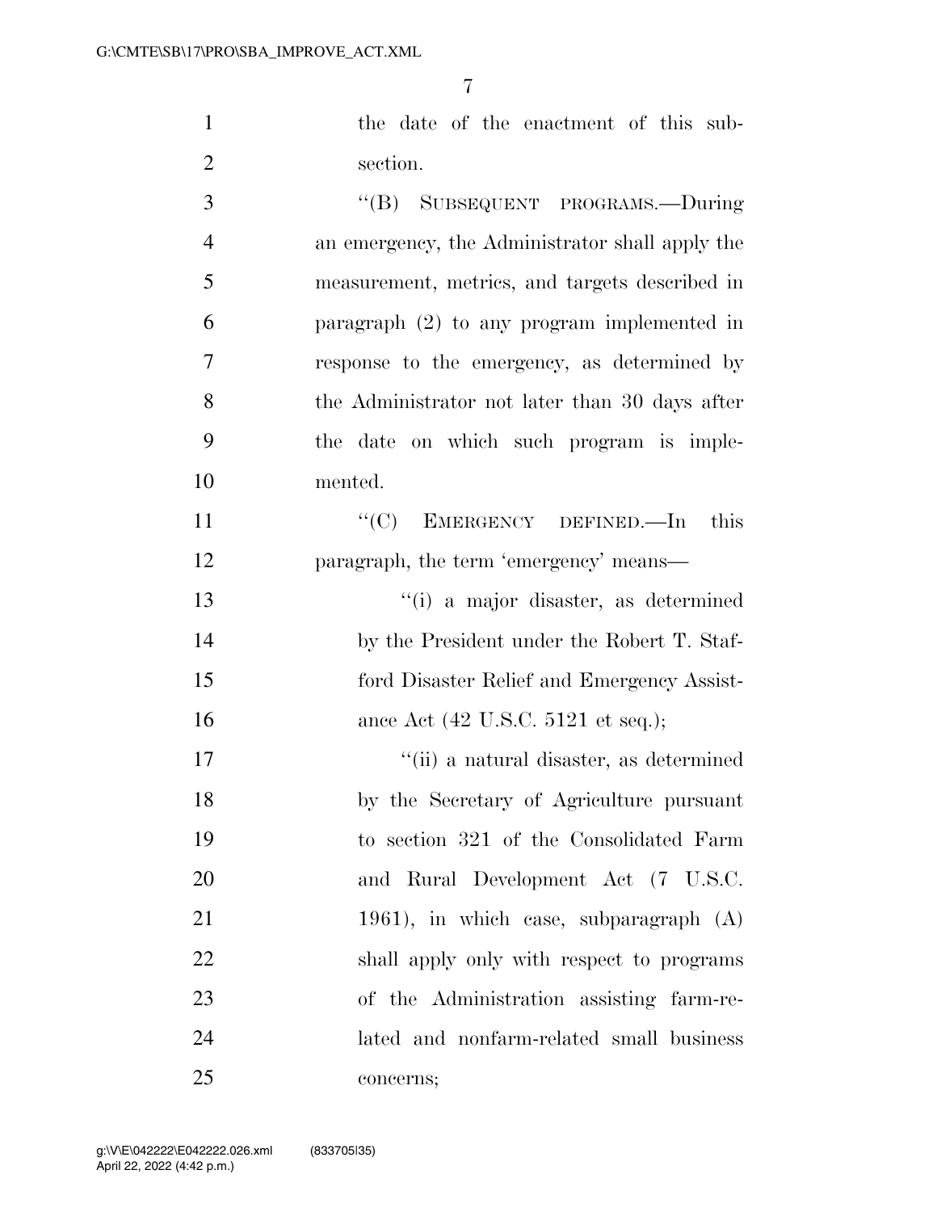the date of the enactment of this subsection.

"(B) SUBSEQUENT PROGRAMS.—During an emergency, the Administrator shall apply the measurement, metrics, and targets described in paragraph (2) to any program implemented in response to the emergency, as determined by the Administrator not later than 30 days after the date on which such program is implemented.

"(C) EMERGENCY DEFINED.—In this paragraph, the term 'emergency' means—

"(i) a major disaster, as determined by the President under the Robert T. Stafford Disaster Relief and Emergency Assistance Act (42 U.S.C. 5121 et seq.);

"(ii) a natural disaster, as determined by the Secretary of Agriculture pursuant to section 321 of the Consolidated Farm and Rural Development Act (7 U.S.C. 1961), in which case, subparagraph (A) shall apply only with respect to programs of the Administration assisting farm-related and nonfarm-related small business concerns;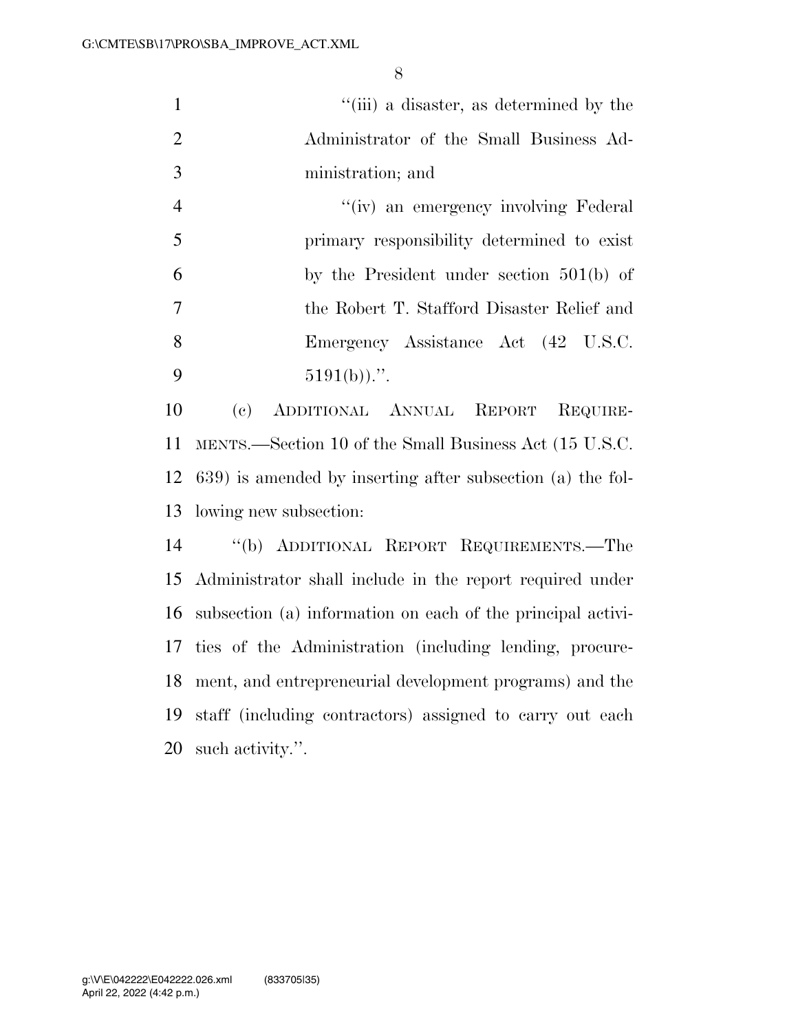"(iii) a disaster, as determined by the Administrator of the Small Business Administration; and

"(iv) an emergency involving Federal primary responsibility determined to exist by the President under section 501(b) of the Robert T. Stafford Disaster Relief and Emergency Assistance Act (42 U.S.C. 5191(b)).".

(c) ADDITIONAL ANNUAL REPORT REQUIREMENTS.—Section 10 of the Small Business Act (15 U.S.C. 639) is amended by inserting after subsection (a) the following new subsection:

"(b) ADDITIONAL REPORT REQUIREMENTS.—The Administrator shall include in the report required under subsection (a) information on each of the principal activities of the Administration (including lending, procurement, and entrepreneurial development programs) and the staff (including contractors) assigned to carry out each such activity.".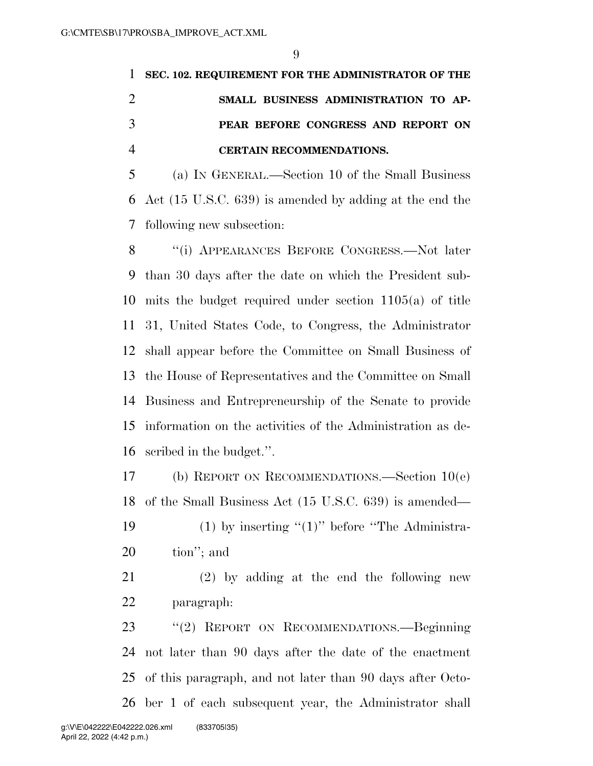**SEC. 102. REQUIREMENT FOR THE ADMINISTRATOR OF THE SMALL BUSINESS ADMINISTRATION TO APPEAR BEFORE CONGRESS AND REPORT ON CERTAIN RECOMMENDATIONS.**

(a) IN GENERAL.—Section 10 of the Small Business Act (15 U.S.C. 639) is amended by adding at the end the following new subsection:

"(i) APPEARANCES BEFORE CONGRESS.—Not later than 30 days after the date on which the President submits the budget required under section 1105(a) of title 31, United States Code, to Congress, the Administrator shall appear before the Committee on Small Business of the House of Representatives and the Committee on Small Business and Entrepreneurship of the Senate to provide information on the activities of the Administration as described in the budget.".

(b) REPORT ON RECOMMENDATIONS.—Section 10(e) of the Small Business Act (15 U.S.C. 639) is amended—

(1) by inserting "(1)" before "The Administration"; and

(2) by adding at the end the following new paragraph:

"(2) REPORT ON RECOMMENDATIONS.—Beginning not later than 90 days after the date of the enactment of this paragraph, and not later than 90 days after October 1 of each subsequent year, the Administrator shall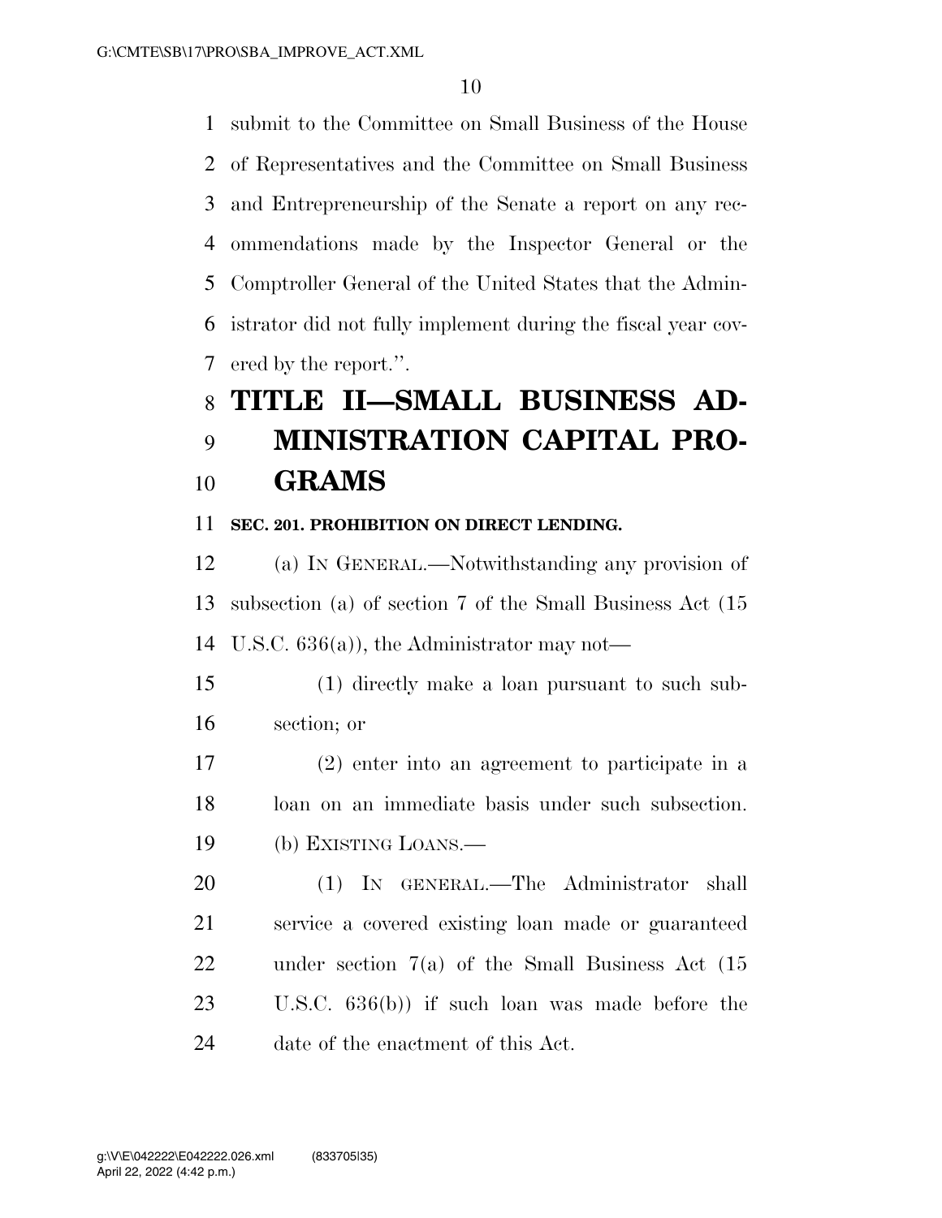submit to the Committee on Small Business of the House of Representatives and the Committee on Small Business and Entrepreneurship of the Senate a report on any recommendations made by the Inspector General or the Comptroller General of the United States that the Administrator did not fully implement during the fiscal year covered by the report.''.

# TITLE II—SMALL BUSINESS ADMINISTRATION CAPITAL PROGRAMS

### SEC. 201. PROHIBITION ON DIRECT LENDING.

(a) IN GENERAL.—Notwithstanding any provision of subsection (a) of section 7 of the Small Business Act (15 U.S.C. 636(a)), the Administrator may not—

(1) directly make a loan pursuant to such subsection; or

(2) enter into an agreement to participate in a loan on an immediate basis under such subsection.

(b) EXISTING LOANS.—

(1) IN GENERAL.—The Administrator shall service a covered existing loan made or guaranteed under section 7(a) of the Small Business Act (15 U.S.C. 636(b)) if such loan was made before the date of the enactment of this Act.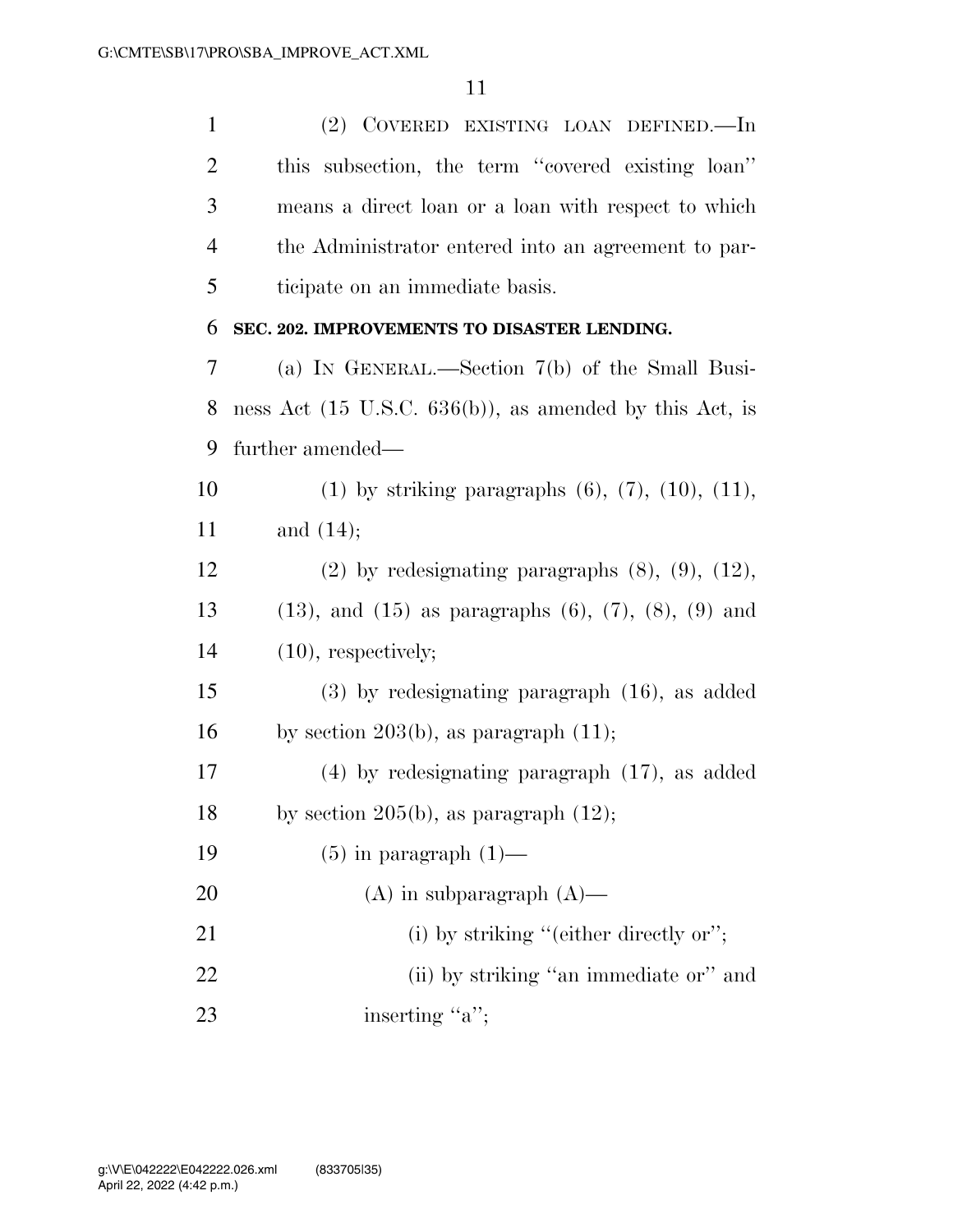(2) COVERED EXISTING LOAN DEFINED.—In this subsection, the term ''covered existing loan'' means a direct loan or a loan with respect to which the Administrator entered into an agreement to participate on an immediate basis.

**SEC. 202. IMPROVEMENTS TO DISASTER LENDING.**

(a) IN GENERAL.—Section 7(b) of the Small Business Act (15 U.S.C. 636(b)), as amended by this Act, is further amended—

(1) by striking paragraphs (6), (7), (10), (11), and (14);

(2) by redesignating paragraphs (8), (9), (12), (13), and (15) as paragraphs (6), (7), (8), (9) and (10), respectively;

(3) by redesignating paragraph (16), as added by section 203(b), as paragraph (11);

(4) by redesignating paragraph (17), as added by section 205(b), as paragraph (12);

(5) in paragraph (1)—

(A) in subparagraph (A)—

(i) by striking ''(either directly or'';

(ii) by striking ''an immediate or'' and inserting ''a'';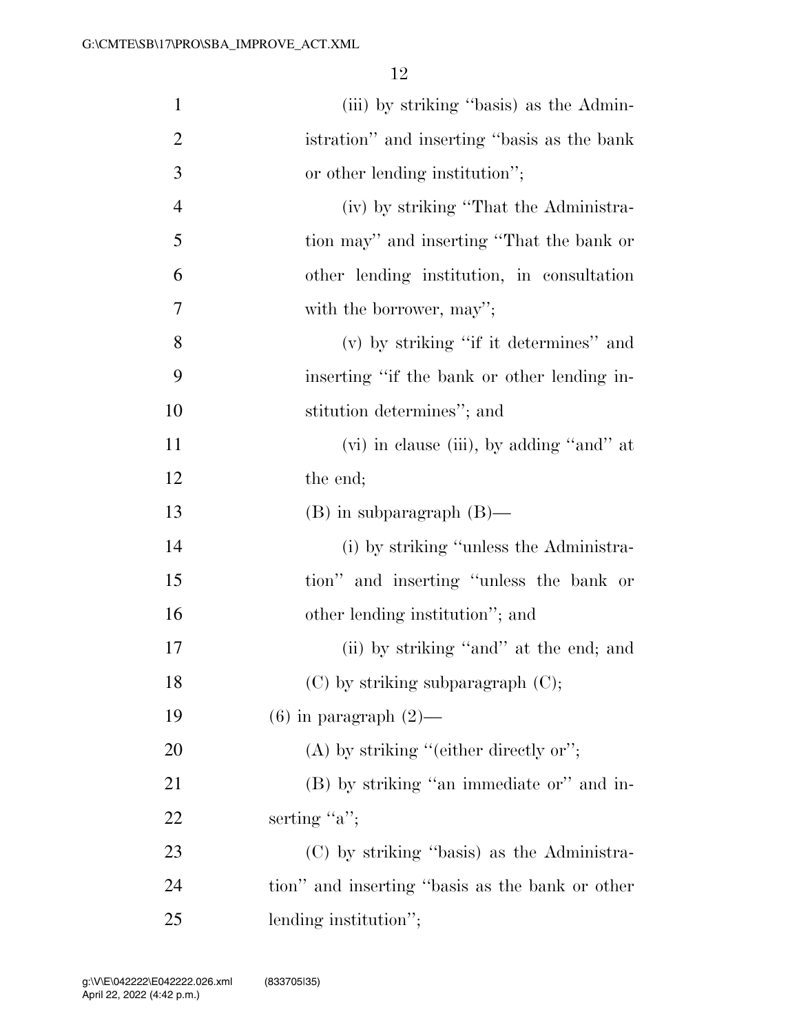(iii) by striking "basis) as the Administration" and inserting "basis as the bank or other lending institution";

(iv) by striking "That the Administration may" and inserting "That the bank or other lending institution, in consultation with the borrower, may";

(v) by striking "if it determines" and inserting "if the bank or other lending institution determines"; and

(vi) in clause (iii), by adding "and" at the end;

(B) in subparagraph (B)—

(i) by striking "unless the Administration" and inserting "unless the bank or other lending institution"; and

(ii) by striking "and" at the end; and

(C) by striking subparagraph (C);

(6) in paragraph (2)—

(A) by striking "(either directly or";

(B) by striking "an immediate or" and inserting "a";

(C) by striking "basis) as the Administration" and inserting "basis as the bank or other lending institution";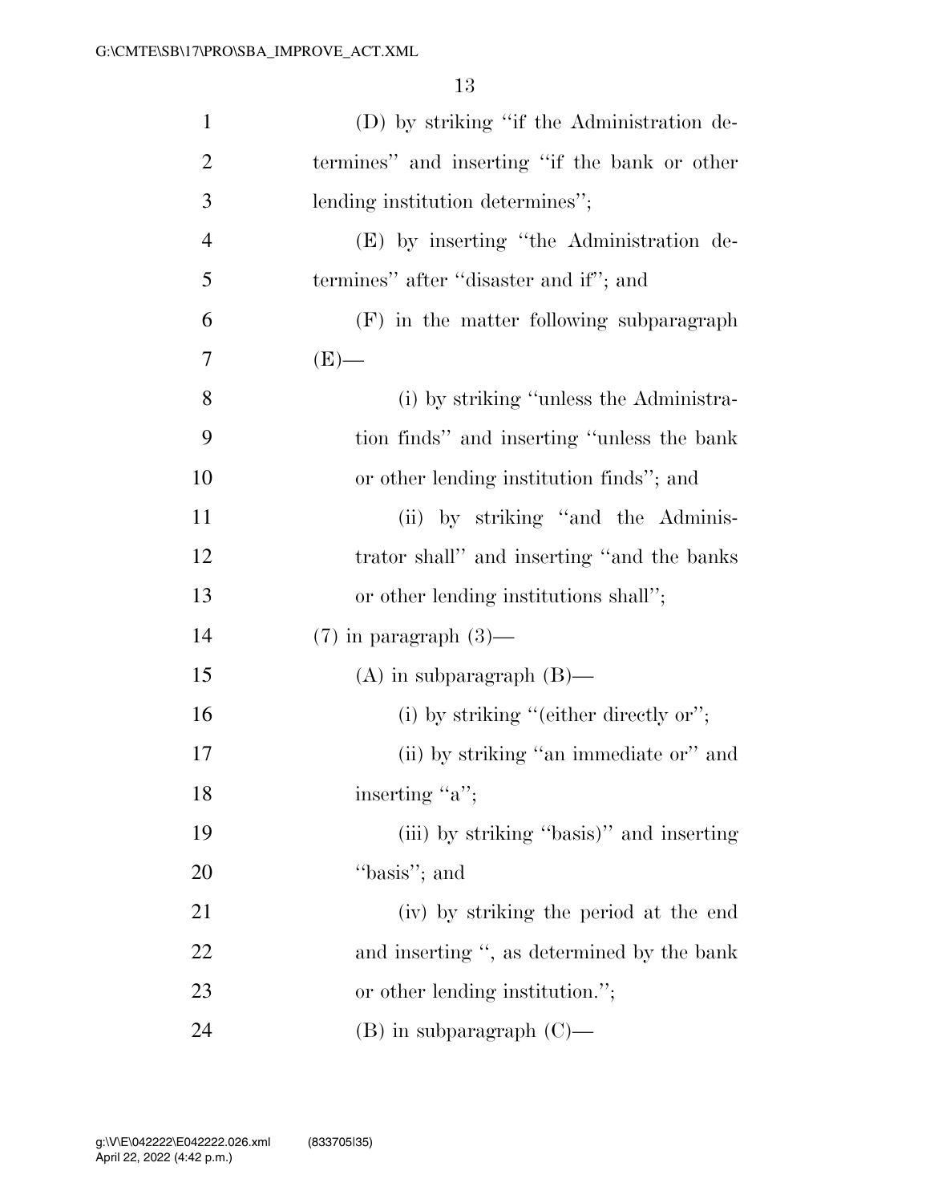(D) by striking "if the Administration determines" and inserting "if the bank or other lending institution determines";

(E) by inserting "the Administration determines" after "disaster and if"; and

(F) in the matter following subparagraph (E)—

(i) by striking "unless the Administration finds" and inserting "unless the bank or other lending institution finds"; and

(ii) by striking "and the Administrator shall" and inserting "and the banks or other lending institutions shall";

(7) in paragraph (3)—

(A) in subparagraph (B)—

(i) by striking "(either directly or";

(ii) by striking "an immediate or" and inserting "a";

(iii) by striking "basis)" and inserting "basis"; and

(iv) by striking the period at the end and inserting ", as determined by the bank or other lending institution.";

(B) in subparagraph (C)—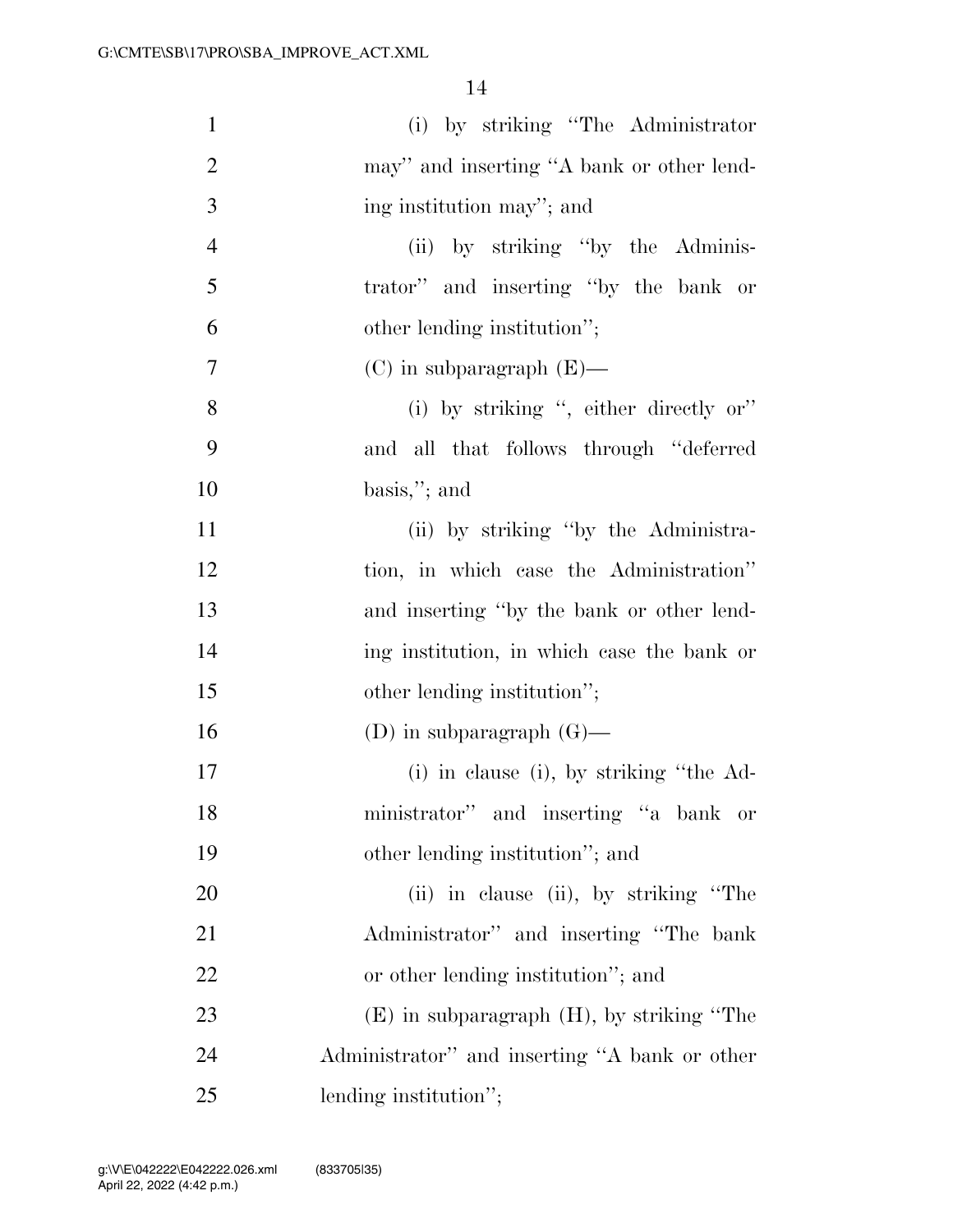(i) by striking "The Administrator may" and inserting "A bank or other lending institution may"; and

(ii) by striking "by the Administrator" and inserting "by the bank or other lending institution";

(C) in subparagraph (E)—

(i) by striking ", either directly or" and all that follows through "deferred basis,"; and

(ii) by striking "by the Administration, in which case the Administration" and inserting "by the bank or other lending institution, in which case the bank or other lending institution";

(D) in subparagraph (G)—

(i) in clause (i), by striking "the Administrator" and inserting "a bank or other lending institution"; and

(ii) in clause (ii), by striking "The Administrator" and inserting "The bank or other lending institution"; and

(E) in subparagraph (H), by striking "The Administrator" and inserting "A bank or other lending institution";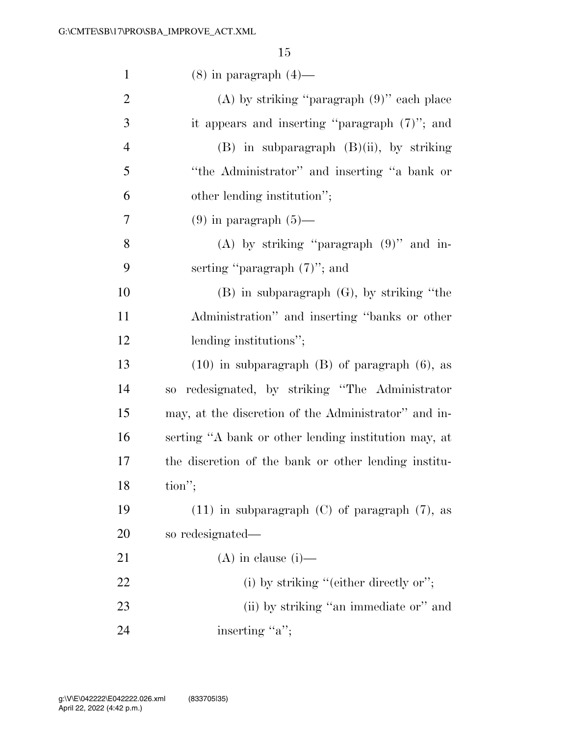(8) in paragraph (4)—

(A) by striking "paragraph (9)" each place it appears and inserting "paragraph (7)"; and

(B) in subparagraph (B)(ii), by striking "the Administrator" and inserting "a bank or other lending institution";

(9) in paragraph (5)—

(A) by striking "paragraph (9)" and inserting "paragraph (7)"; and

(B) in subparagraph (G), by striking "the Administration" and inserting "banks or other lending institutions";

(10) in subparagraph (B) of paragraph (6), as so redesignated, by striking "The Administrator may, at the discretion of the Administrator" and inserting "A bank or other lending institution may, at the discretion of the bank or other lending institution";

(11) in subparagraph (C) of paragraph (7), as so redesignated—

(A) in clause (i)—

(i) by striking "(either directly or";

(ii) by striking "an immediate or" and inserting "a";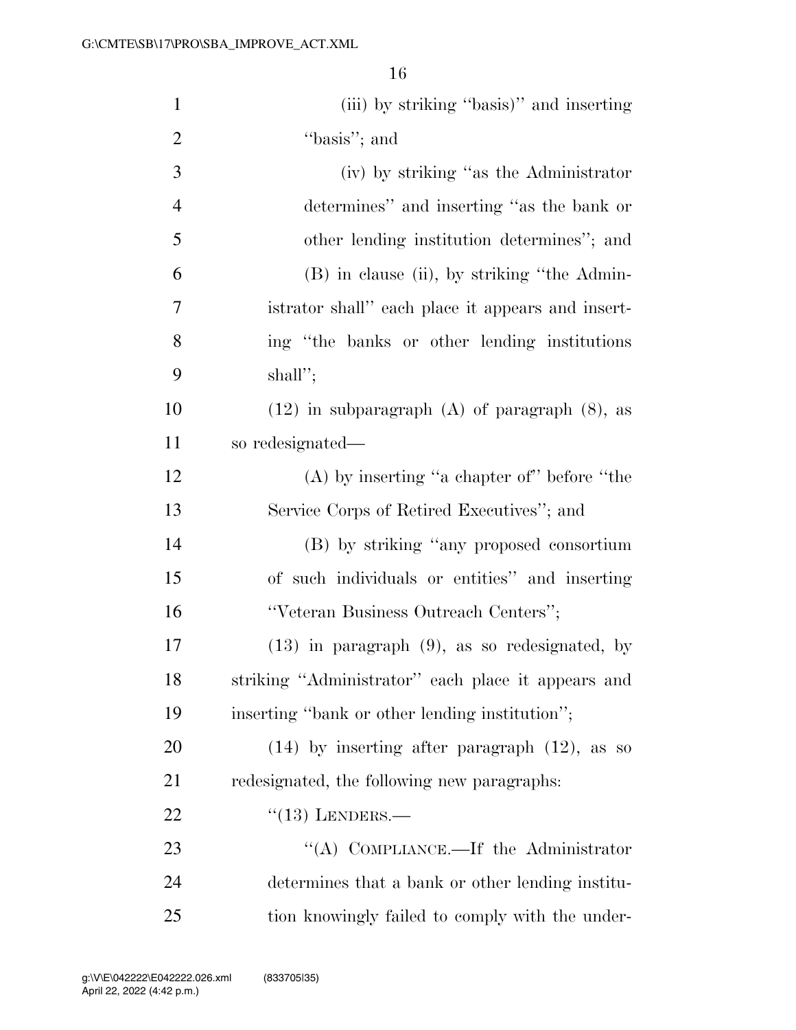(iii) by striking ''basis)'' and inserting ''basis''; and

(iv) by striking ''as the Administrator determines'' and inserting ''as the bank or other lending institution determines''; and

(B) in clause (ii), by striking ''the Administrator shall'' each place it appears and inserting ''the banks or other lending institutions shall'';

(12) in subparagraph (A) of paragraph (8), as so redesignated—

(A) by inserting ''a chapter of'' before ''the Service Corps of Retired Executives''; and

(B) by striking ''any proposed consortium of such individuals or entities'' and inserting ''Veteran Business Outreach Centers'';

(13) in paragraph (9), as so redesignated, by striking ''Administrator'' each place it appears and inserting ''bank or other lending institution'';

(14) by inserting after paragraph (12), as so redesignated, the following new paragraphs:

''(13) LENDERS.—

''(A) COMPLIANCE.—If the Administrator determines that a bank or other lending institution knowingly failed to comply with the under-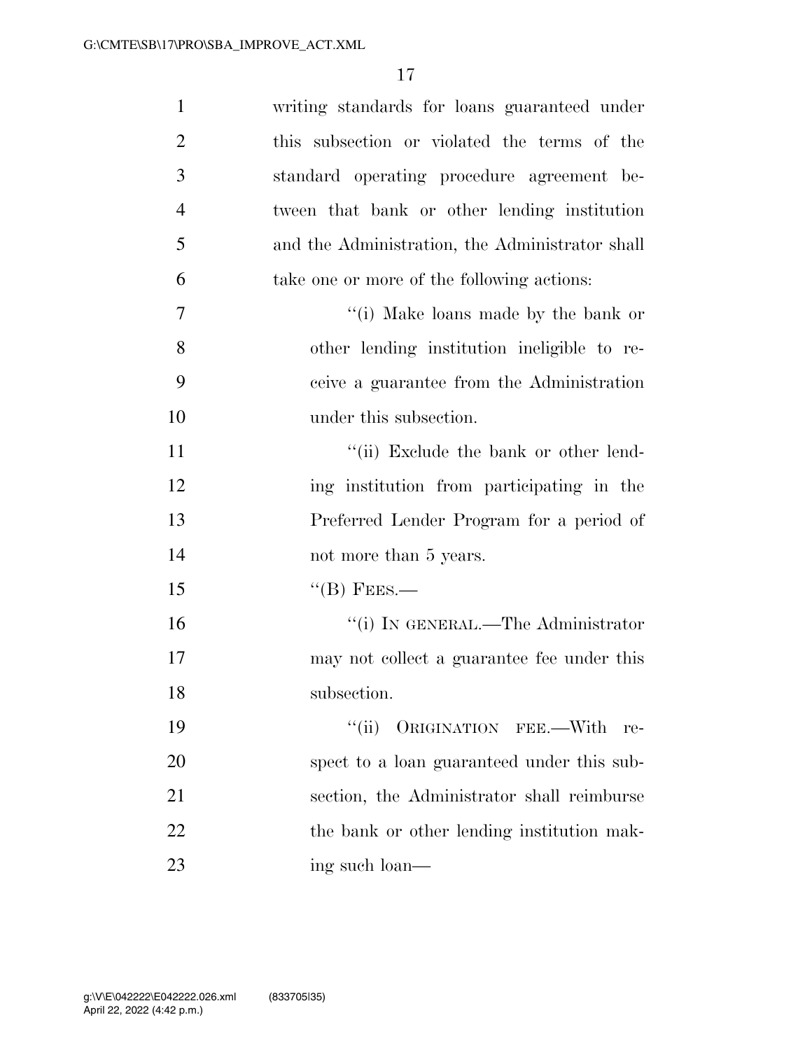writing standards for loans guaranteed under this subsection or violated the terms of the standard operating procedure agreement between that bank or other lending institution and the Administration, the Administrator shall take one or more of the following actions:

"(i) Make loans made by the bank or other lending institution ineligible to receive a guarantee from the Administration under this subsection.

"(ii) Exclude the bank or other lending institution from participating in the Preferred Lender Program for a period of not more than 5 years.

"(B) FEES.—

"(i) IN GENERAL.—The Administrator may not collect a guarantee fee under this subsection.

"(ii) ORIGINATION FEE.—With respect to a loan guaranteed under this subsection, the Administrator shall reimburse the bank or other lending institution making such loan—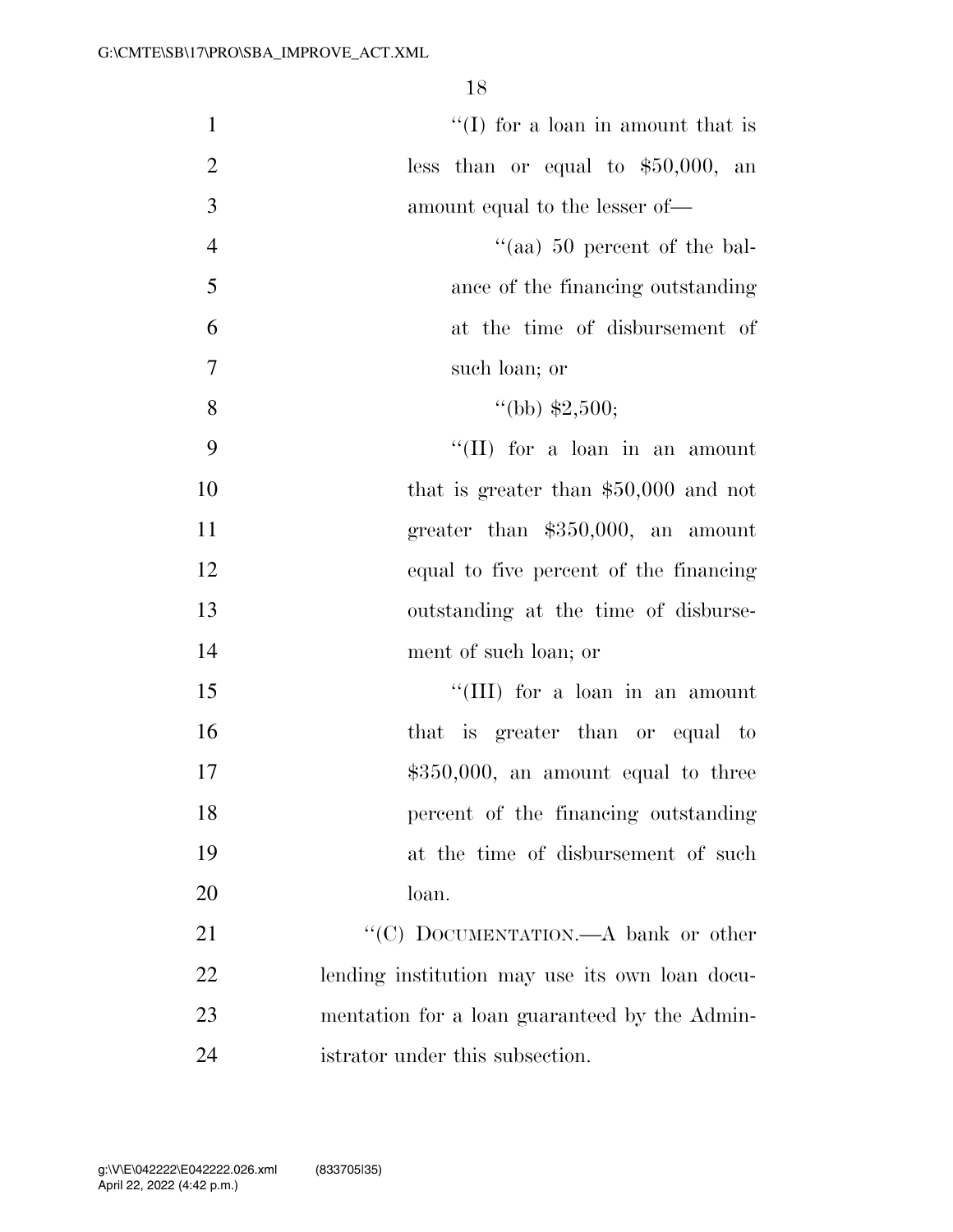''(I) for a loan in amount that is less than or equal to $50,000, an amount equal to the lesser of—

''(aa) 50 percent of the balance of the financing outstanding at the time of disbursement of such loan; or

''(bb) $2,500;

''(II) for a loan in an amount that is greater than $50,000 and not greater than $350,000, an amount equal to five percent of the financing outstanding at the time of disbursement of such loan; or

''(III) for a loan in an amount that is greater than or equal to $350,000, an amount equal to three percent of the financing outstanding at the time of disbursement of such loan.

''(C) DOCUMENTATION.—A bank or other lending institution may use its own loan documentation for a loan guaranteed by the Administrator under this subsection.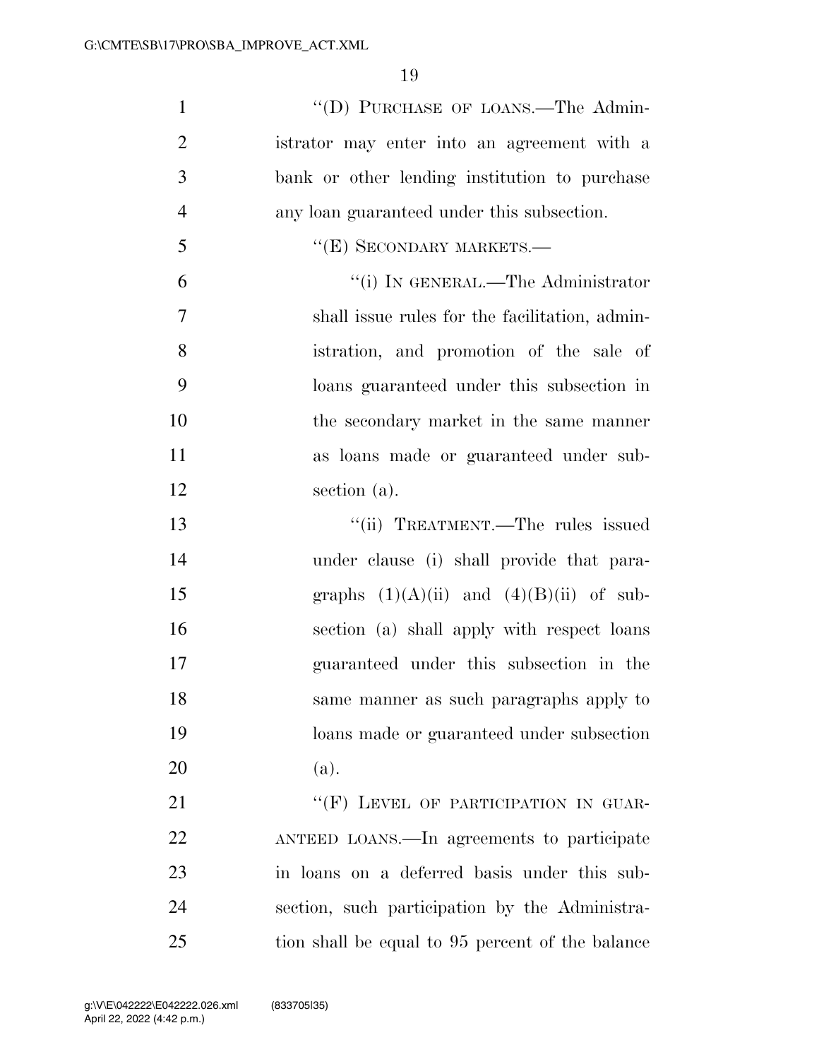"(D) PURCHASE OF LOANS.—The Administrator may enter into an agreement with a bank or other lending institution to purchase any loan guaranteed under this subsection.

"(E) SECONDARY MARKETS.—

"(i) IN GENERAL.—The Administrator shall issue rules for the facilitation, administration, and promotion of the sale of loans guaranteed under this subsection in the secondary market in the same manner as loans made or guaranteed under subsection (a).

"(ii) TREATMENT.—The rules issued under clause (i) shall provide that paragraphs (1)(A)(ii) and (4)(B)(ii) of subsection (a) shall apply with respect loans guaranteed under this subsection in the same manner as such paragraphs apply to loans made or guaranteed under subsection (a).

"(F) LEVEL OF PARTICIPATION IN GUARANTEED LOANS.—In agreements to participate in loans on a deferred basis under this subsection, such participation by the Administration shall be equal to 95 percent of the balance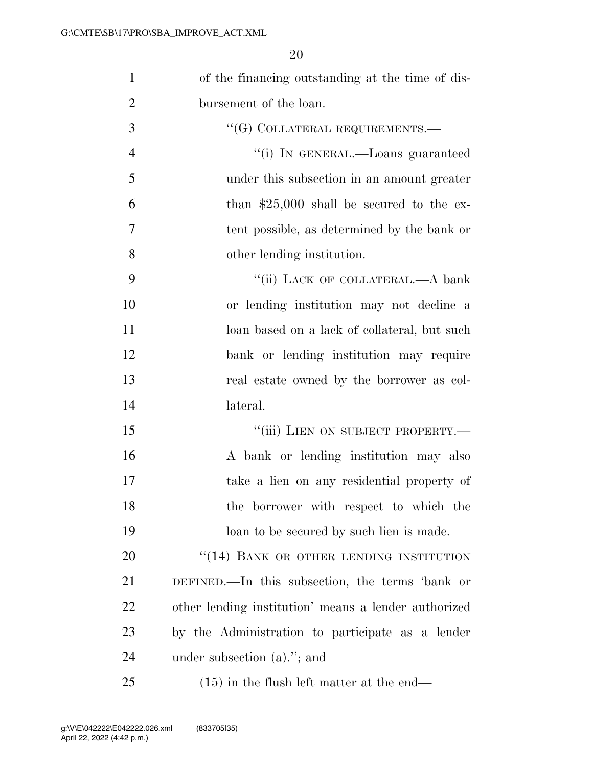of the financing outstanding at the time of disbursement of the loan.

"(G) COLLATERAL REQUIREMENTS.—

"(i) IN GENERAL.—Loans guaranteed under this subsection in an amount greater than $25,000 shall be secured to the extent possible, as determined by the bank or other lending institution.

"(ii) LACK OF COLLATERAL.—A bank or lending institution may not decline a loan based on a lack of collateral, but such bank or lending institution may require real estate owned by the borrower as collateral.

"(iii) LIEN ON SUBJECT PROPERTY.—A bank or lending institution may also take a lien on any residential property of the borrower with respect to which the loan to be secured by such lien is made.

"(14) BANK OR OTHER LENDING INSTITUTION DEFINED.—In this subsection, the terms 'bank or other lending institution' means a lender authorized by the Administration to participate as a lender under subsection (a)."; and

(15) in the flush left matter at the end—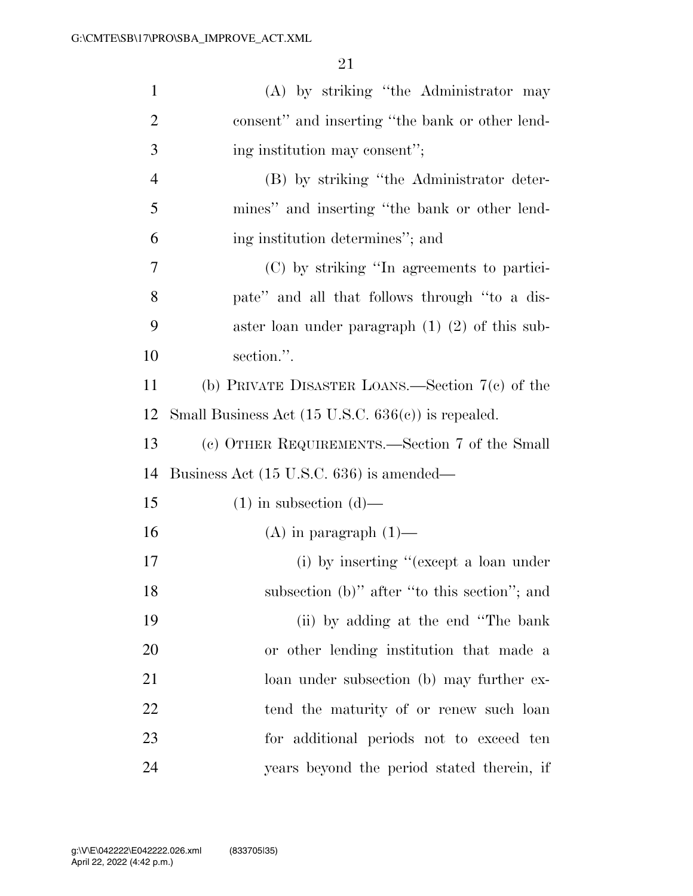(A) by striking "the Administrator may consent" and inserting "the bank or other lending institution may consent";

(B) by striking "the Administrator determines" and inserting "the bank or other lending institution determines"; and

(C) by striking "In agreements to participate" and all that follows through "to a disaster loan under paragraph (1) (2) of this subsection.".

(b) PRIVATE DISASTER LOANS.—Section 7(c) of the Small Business Act (15 U.S.C. 636(c)) is repealed.

(c) OTHER REQUIREMENTS.—Section 7 of the Small Business Act (15 U.S.C. 636) is amended—

(1) in subsection (d)—

(A) in paragraph (1)—

(i) by inserting "(except a loan under subsection (b)" after "to this section"; and

(ii) by adding at the end "The bank or other lending institution that made a loan under subsection (b) may further extend the maturity of or renew such loan for additional periods not to exceed ten years beyond the period stated therein, if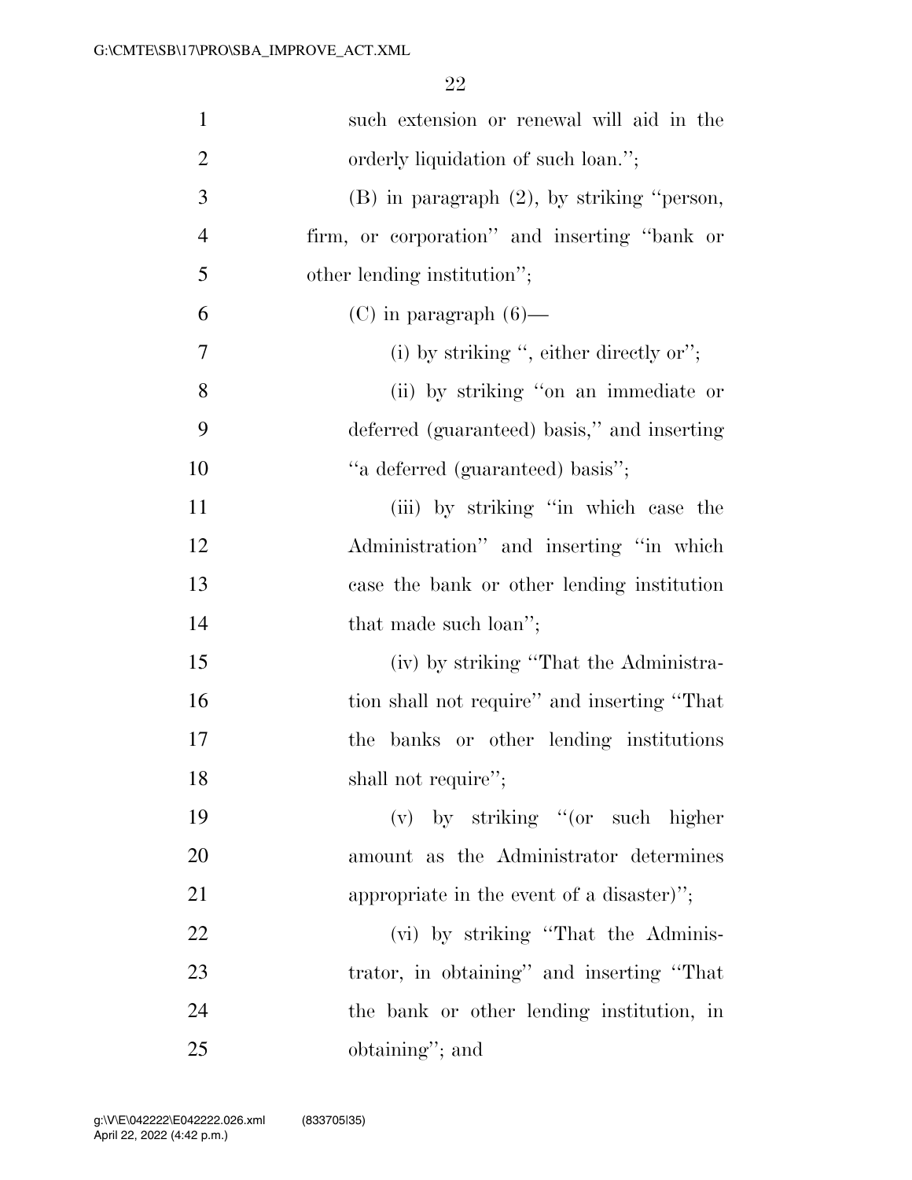such extension or renewal will aid in the orderly liquidation of such loan.'';

(B) in paragraph (2), by striking ''person, firm, or corporation'' and inserting ''bank or other lending institution'';

(C) in paragraph (6)—

(i) by striking '', either directly or'';

(ii) by striking ''on an immediate or deferred (guaranteed) basis,'' and inserting ''a deferred (guaranteed) basis'';

(iii) by striking ''in which case the Administration'' and inserting ''in which case the bank or other lending institution that made such loan'';

(iv) by striking ''That the Administration shall not require'' and inserting ''That the banks or other lending institutions shall not require'';

(v) by striking ''(or such higher amount as the Administrator determines appropriate in the event of a disaster)'';

(vi) by striking ''That the Administrator, in obtaining'' and inserting ''That the bank or other lending institution, in obtaining''; and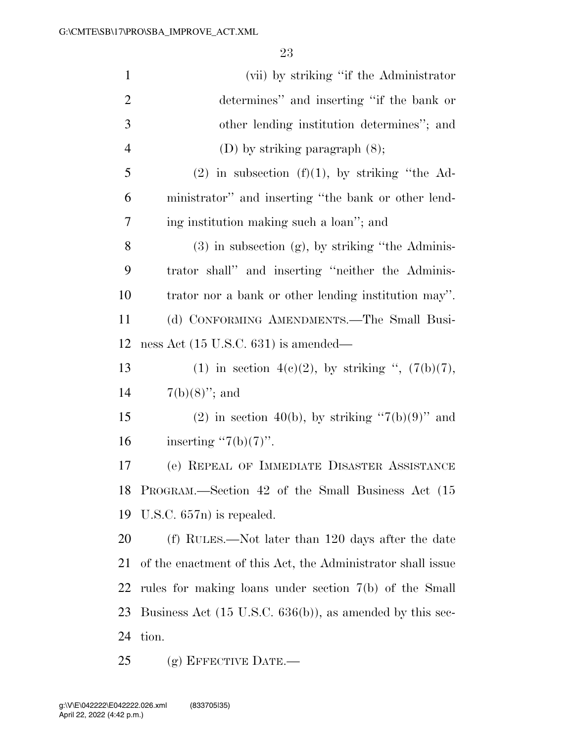(vii) by striking "if the Administrator determines" and inserting "if the bank or other lending institution determines"; and

(D) by striking paragraph (8);

(2) in subsection (f)(1), by striking "the Administrator" and inserting "the bank or other lending institution making such a loan"; and

(3) in subsection (g), by striking "the Administrator shall" and inserting "neither the Administrator nor a bank or other lending institution may".

(d) CONFORMING AMENDMENTS.—The Small Business Act (15 U.S.C. 631) is amended—

(1) in section 4(c)(2), by striking ", (7(b)(7), 7(b)(8)"; and

(2) in section 40(b), by striking "7(b)(9)" and inserting "7(b)(7)".

(e) REPEAL OF IMMEDIATE DISASTER ASSISTANCE PROGRAM.—Section 42 of the Small Business Act (15 U.S.C. 657n) is repealed.

(f) RULES.—Not later than 120 days after the date of the enactment of this Act, the Administrator shall issue rules for making loans under section 7(b) of the Small Business Act (15 U.S.C. 636(b)), as amended by this section.

(g) EFFECTIVE DATE.—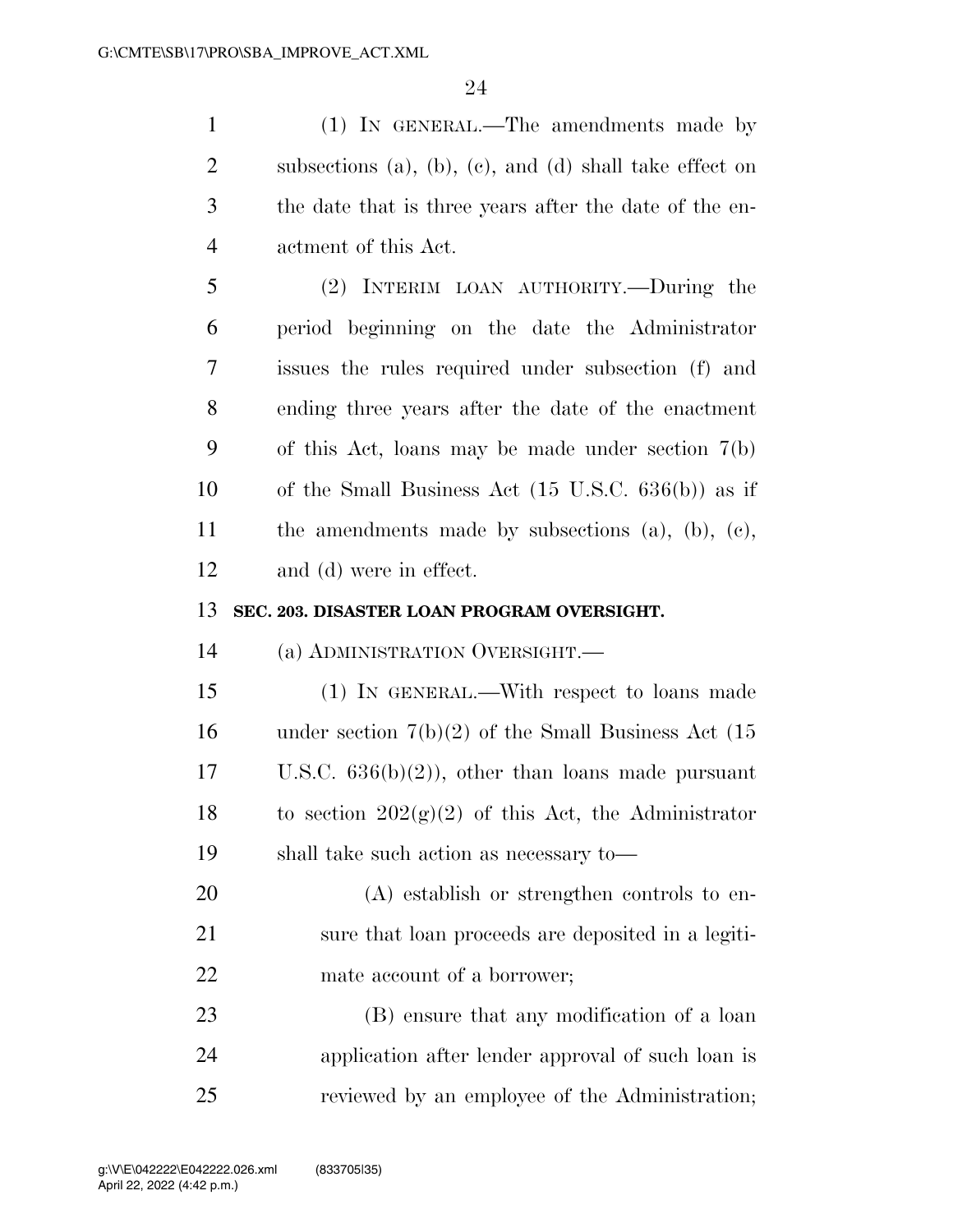(1) IN GENERAL.—The amendments made by subsections (a), (b), (c), and (d) shall take effect on the date that is three years after the date of the enactment of this Act.

(2) INTERIM LOAN AUTHORITY.—During the period beginning on the date the Administrator issues the rules required under subsection (f) and ending three years after the date of the enactment of this Act, loans may be made under section 7(b) of the Small Business Act (15 U.S.C. 636(b)) as if the amendments made by subsections (a), (b), (c), and (d) were in effect.

**SEC. 203. DISASTER LOAN PROGRAM OVERSIGHT.**

(a) ADMINISTRATION OVERSIGHT.—

(1) IN GENERAL.—With respect to loans made under section 7(b)(2) of the Small Business Act (15 U.S.C. 636(b)(2)), other than loans made pursuant to section 202(g)(2) of this Act, the Administrator shall take such action as necessary to—

(A) establish or strengthen controls to ensure that loan proceeds are deposited in a legitimate account of a borrower;

(B) ensure that any modification of a loan application after lender approval of such loan is reviewed by an employee of the Administration;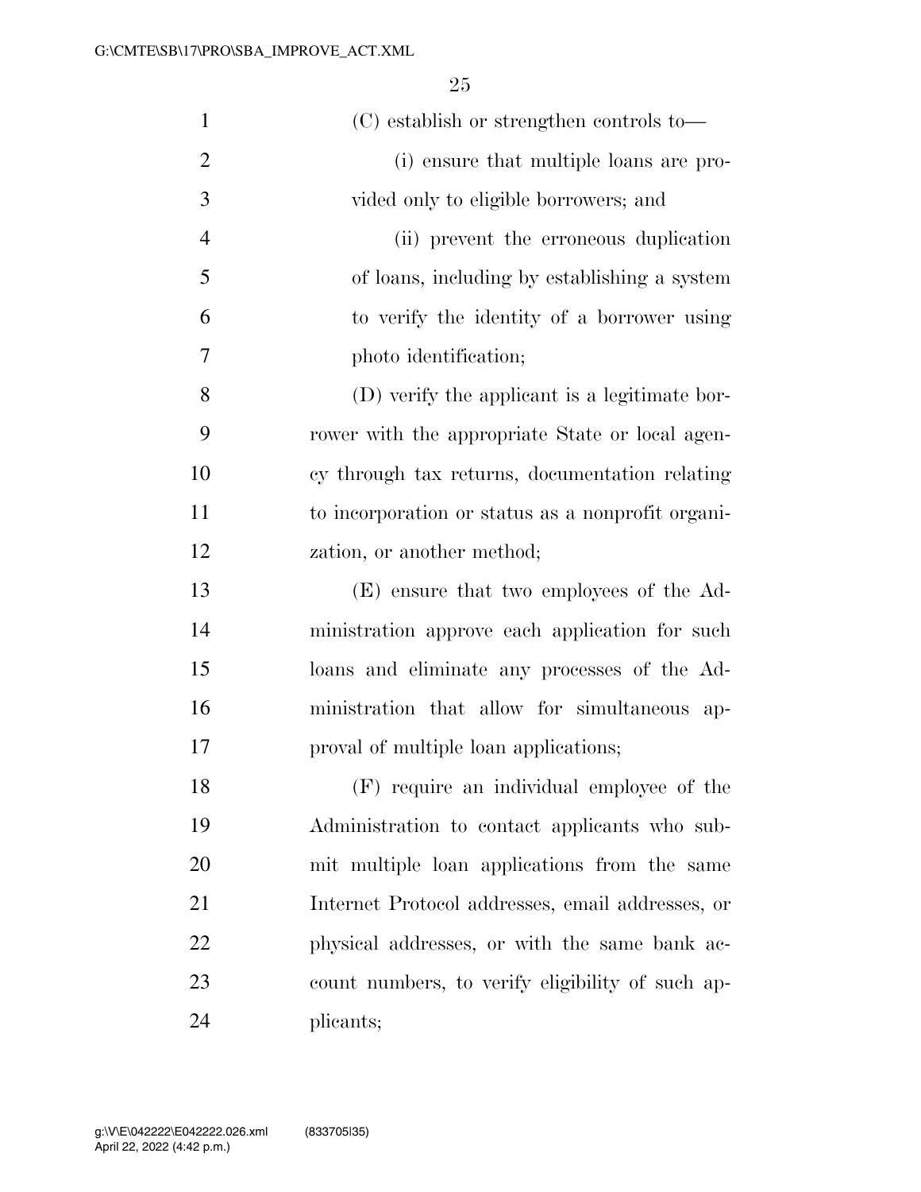(C) establish or strengthen controls to—

(i) ensure that multiple loans are provided only to eligible borrowers; and

(ii) prevent the erroneous duplication of loans, including by establishing a system to verify the identity of a borrower using photo identification;

(D) verify the applicant is a legitimate borrower with the appropriate State or local agency through tax returns, documentation relating to incorporation or status as a nonprofit organization, or another method;

(E) ensure that two employees of the Administration approve each application for such loans and eliminate any processes of the Administration that allow for simultaneous approval of multiple loan applications;

(F) require an individual employee of the Administration to contact applicants who submit multiple loan applications from the same Internet Protocol addresses, email addresses, or physical addresses, or with the same bank account numbers, to verify eligibility of such applicants;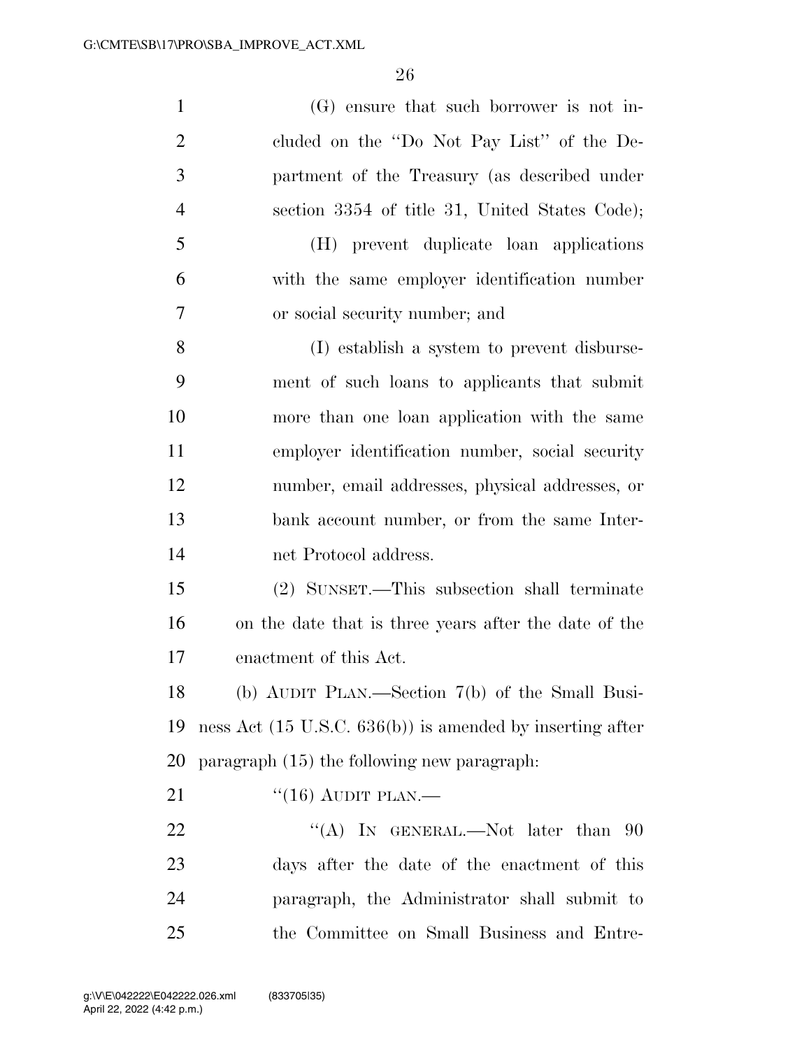(G) ensure that such borrower is not included on the ''Do Not Pay List'' of the Department of the Treasury (as described under section 3354 of title 31, United States Code);

(H) prevent duplicate loan applications with the same employer identification number or social security number; and

(I) establish a system to prevent disbursement of such loans to applicants that submit more than one loan application with the same employer identification number, social security number, email addresses, physical addresses, or bank account number, or from the same Internet Protocol address.

(2) SUNSET.—This subsection shall terminate on the date that is three years after the date of the enactment of this Act.

(b) AUDIT PLAN.—Section 7(b) of the Small Business Act (15 U.S.C. 636(b)) is amended by inserting after paragraph (15) the following new paragraph:

''(16) AUDIT PLAN.—

''(A) IN GENERAL.—Not later than 90 days after the date of the enactment of this paragraph, the Administrator shall submit to the Committee on Small Business and Entre-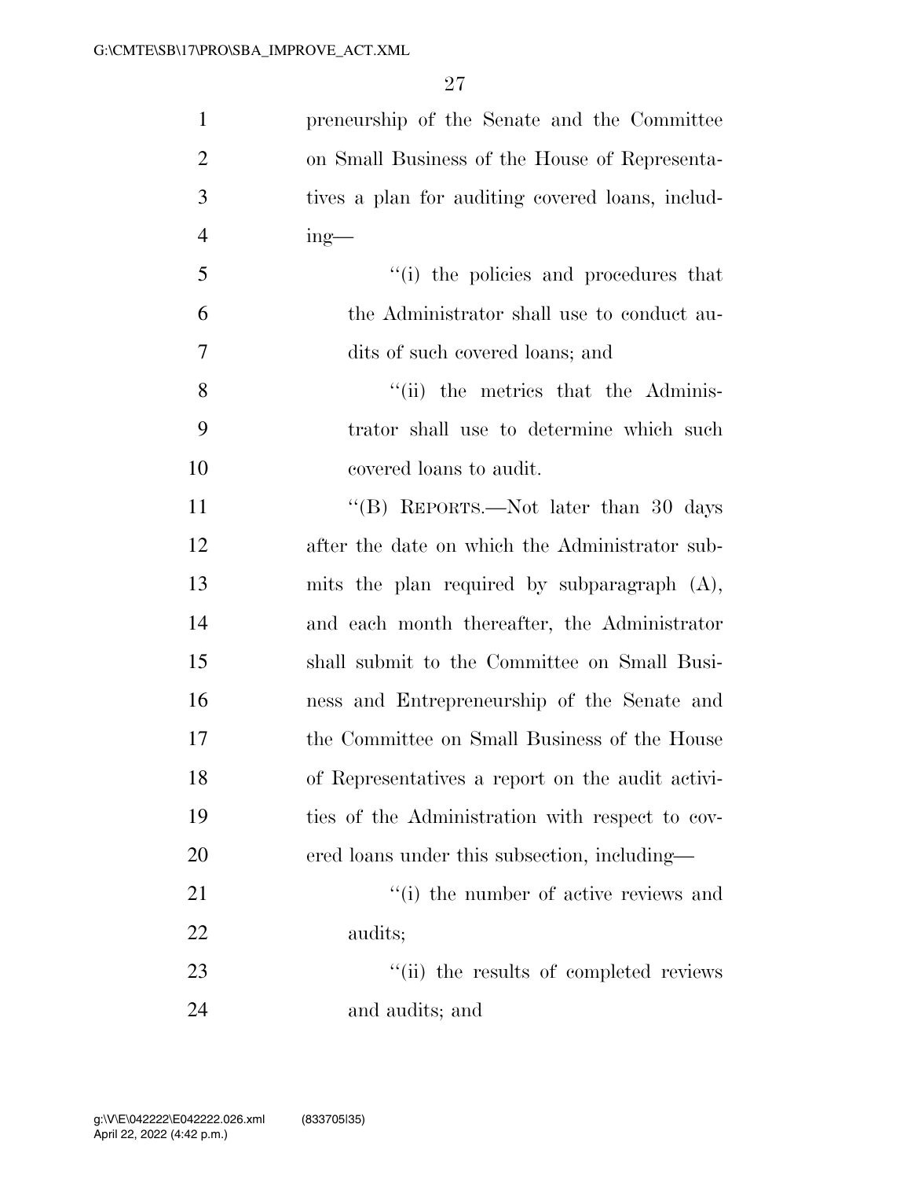preneurship of the Senate and the Committee on Small Business of the House of Representatives a plan for auditing covered loans, including—

''(i) the policies and procedures that the Administrator shall use to conduct audits of such covered loans; and

''(ii) the metrics that the Administrator shall use to determine which such covered loans to audit.

''(B) REPORTS.—Not later than 30 days after the date on which the Administrator submits the plan required by subparagraph (A), and each month thereafter, the Administrator shall submit to the Committee on Small Business and Entrepreneurship of the Senate and the Committee on Small Business of the House of Representatives a report on the audit activities of the Administration with respect to covered loans under this subsection, including—

''(i) the number of active reviews and audits;

''(ii) the results of completed reviews and audits; and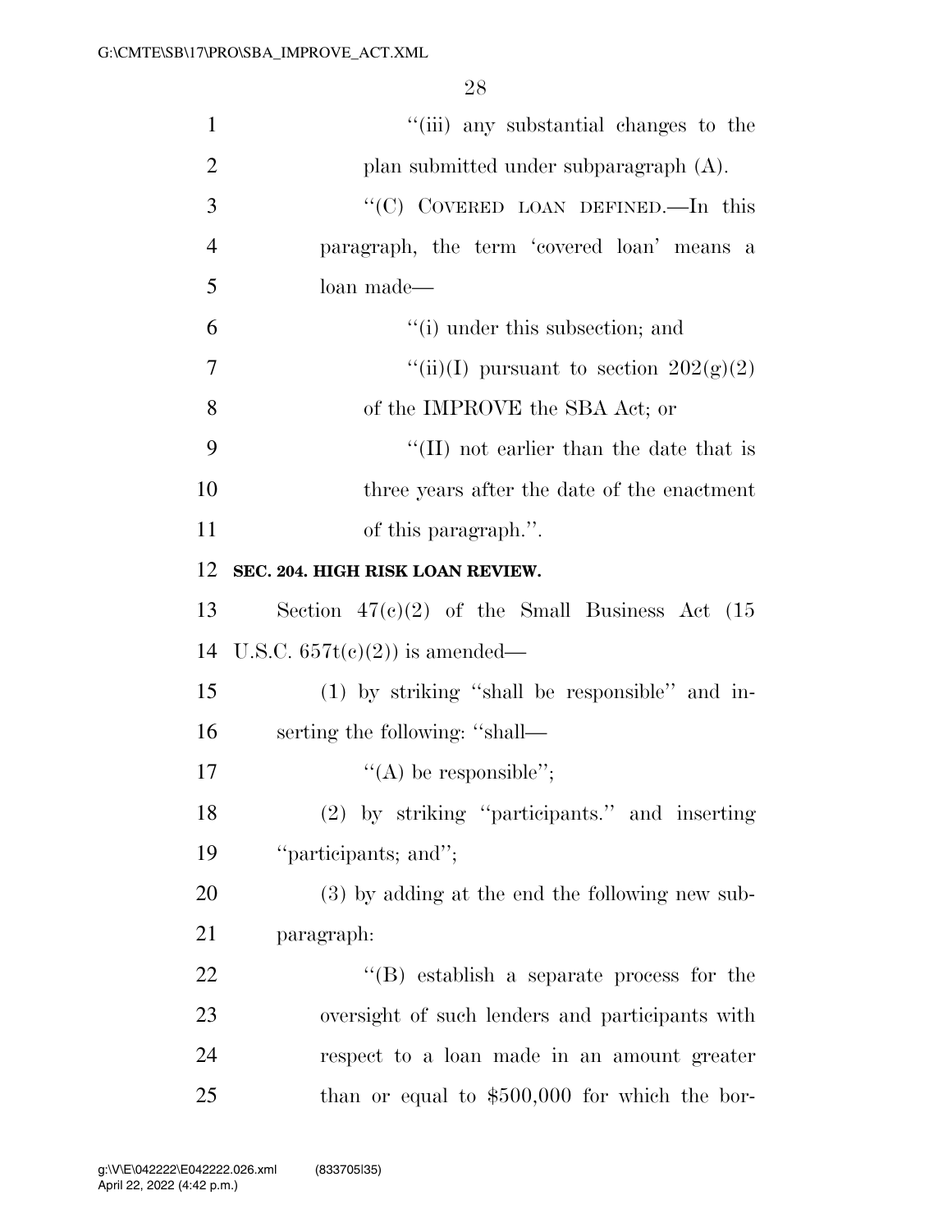"(iii) any substantial changes to the plan submitted under subparagraph (A).

"(C) COVERED LOAN DEFINED.—In this paragraph, the term 'covered loan' means a loan made—

"(i) under this subsection; and

"(ii)(I) pursuant to section 202(g)(2) of the IMPROVE the SBA Act; or

"(II) not earlier than the date that is three years after the date of the enactment of this paragraph.".

**SEC. 204. HIGH RISK LOAN REVIEW.**

Section 47(c)(2) of the Small Business Act (15 U.S.C. 657t(c)(2)) is amended—

(1) by striking "shall be responsible" and inserting the following: "shall—

"(A) be responsible";

(2) by striking "participants." and inserting "participants; and";

(3) by adding at the end the following new subparagraph:

"(B) establish a separate process for the oversight of such lenders and participants with respect to a loan made in an amount greater than or equal to $500,000 for which the bor-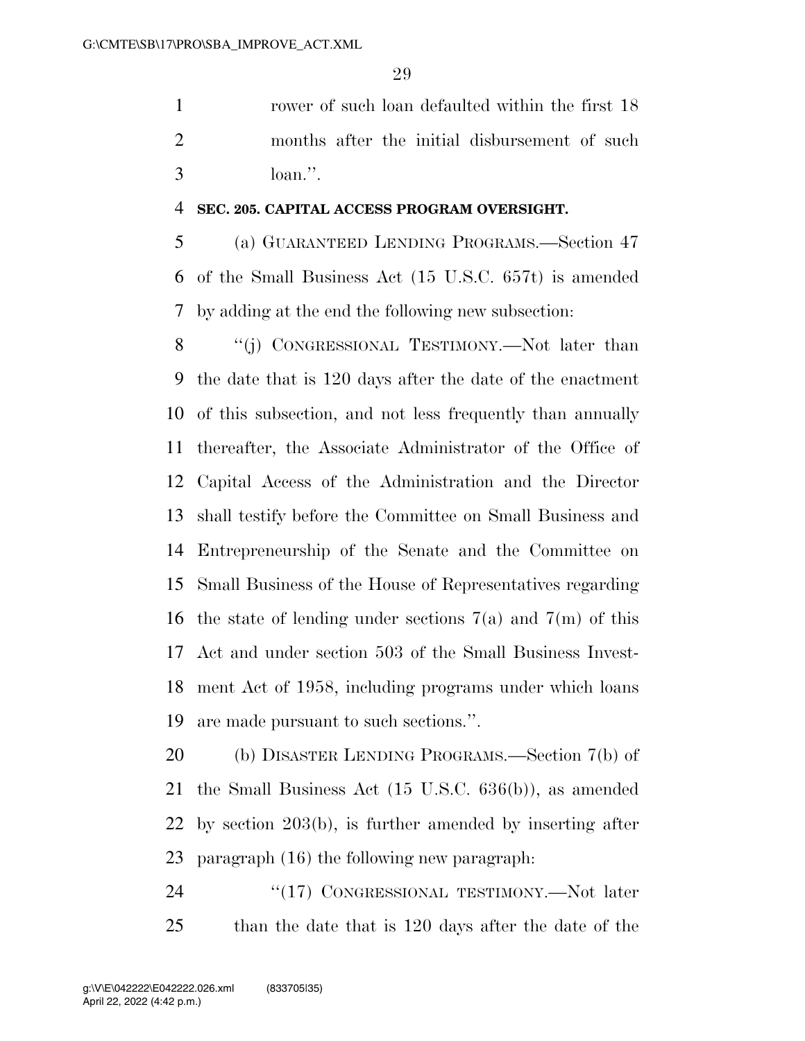rower of such loan defaulted within the first 18 months after the initial disbursement of such loan.''.

**SEC. 205. CAPITAL ACCESS PROGRAM OVERSIGHT.**

(a) GUARANTEED LENDING PROGRAMS.—Section 47 of the Small Business Act (15 U.S.C. 657t) is amended by adding at the end the following new subsection:

''(j) CONGRESSIONAL TESTIMONY.—Not later than the date that is 120 days after the date of the enactment of this subsection, and not less frequently than annually thereafter, the Associate Administrator of the Office of Capital Access of the Administration and the Director shall testify before the Committee on Small Business and Entrepreneurship of the Senate and the Committee on Small Business of the House of Representatives regarding the state of lending under sections 7(a) and 7(m) of this Act and under section 503 of the Small Business Investment Act of 1958, including programs under which loans are made pursuant to such sections.''.

(b) DISASTER LENDING PROGRAMS.—Section 7(b) of the Small Business Act (15 U.S.C. 636(b)), as amended by section 203(b), is further amended by inserting after paragraph (16) the following new paragraph:

''(17) CONGRESSIONAL TESTIMONY.—Not later than the date that is 120 days after the date of the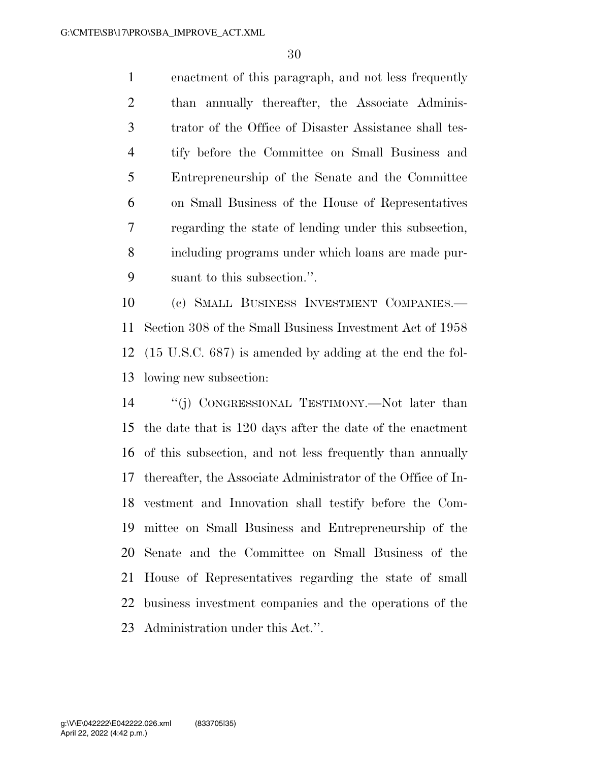enactment of this paragraph, and not less frequently than annually thereafter, the Associate Administrator of the Office of Disaster Assistance shall testify before the Committee on Small Business and Entrepreneurship of the Senate and the Committee on Small Business of the House of Representatives regarding the state of lending under this subsection, including programs under which loans are made pursuant to this subsection.''.

(c) SMALL BUSINESS INVESTMENT COMPANIES.—Section 308 of the Small Business Investment Act of 1958 (15 U.S.C. 687) is amended by adding at the end the following new subsection:

''(j) CONGRESSIONAL TESTIMONY.—Not later than the date that is 120 days after the date of the enactment of this subsection, and not less frequently than annually thereafter, the Associate Administrator of the Office of Investment and Innovation shall testify before the Committee on Small Business and Entrepreneurship of the Senate and the Committee on Small Business of the House of Representatives regarding the state of small business investment companies and the operations of the Administration under this Act.''.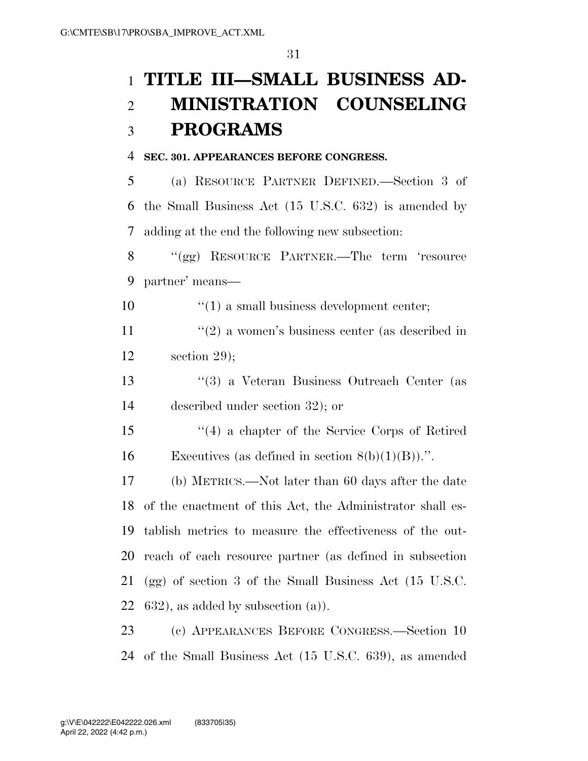# TITLE III—SMALL BUSINESS ADMINISTRATION COUNSELING PROGRAMS

**SEC. 301. APPEARANCES BEFORE CONGRESS.**

(a) RESOURCE PARTNER DEFINED.—Section 3 of the Small Business Act (15 U.S.C. 632) is amended by adding at the end the following new subsection:

"(gg) RESOURCE PARTNER.—The term 'resource partner' means—

"(1) a small business development center;

"(2) a women's business center (as described in section 29);

"(3) a Veteran Business Outreach Center (as described under section 32); or

"(4) a chapter of the Service Corps of Retired Executives (as defined in section 8(b)(1)(B)).".

(b) METRICS.—Not later than 60 days after the date of the enactment of this Act, the Administrator shall establish metrics to measure the effectiveness of the outreach of each resource partner (as defined in subsection (gg) of section 3 of the Small Business Act (15 U.S.C. 632), as added by subsection (a)).

(c) APPEARANCES BEFORE CONGRESS.—Section 10 of the Small Business Act (15 U.S.C. 639), as amended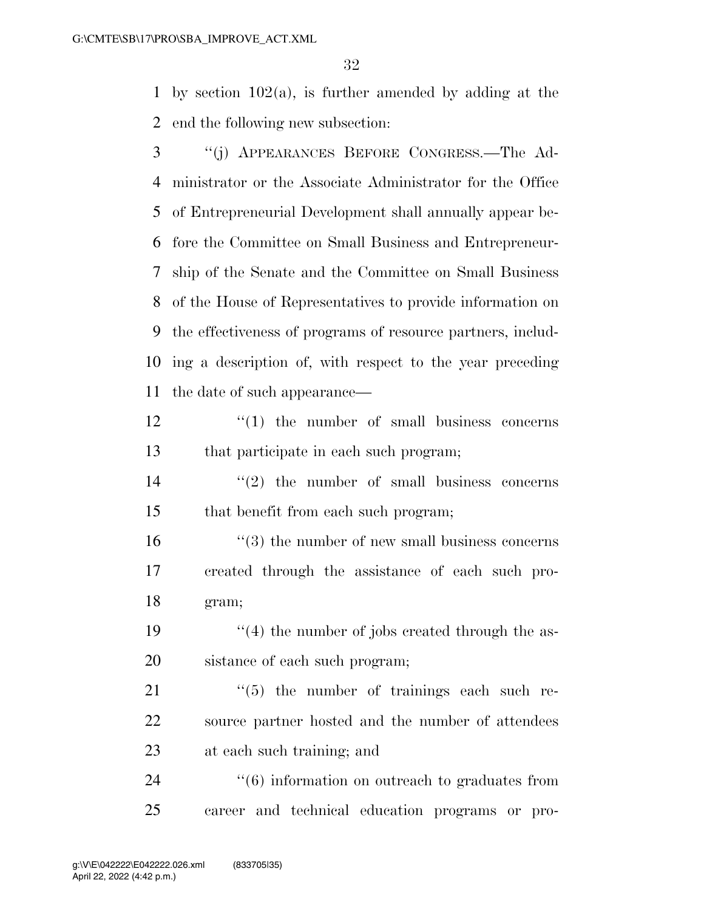by section 102(a), is further amended by adding at the end the following new subsection:

"(j) APPEARANCES BEFORE CONGRESS.—The Administrator or the Associate Administrator for the Office of Entrepreneurial Development shall annually appear before the Committee on Small Business and Entrepreneurship of the Senate and the Committee on Small Business of the House of Representatives to provide information on the effectiveness of programs of resource partners, including a description of, with respect to the year preceding the date of such appearance—

"(1) the number of small business concerns that participate in each such program;

"(2) the number of small business concerns that benefit from each such program;

"(3) the number of new small business concerns created through the assistance of each such program;

"(4) the number of jobs created through the assistance of each such program;

"(5) the number of trainings each such resource partner hosted and the number of attendees at each such training; and

"(6) information on outreach to graduates from career and technical education programs or pro-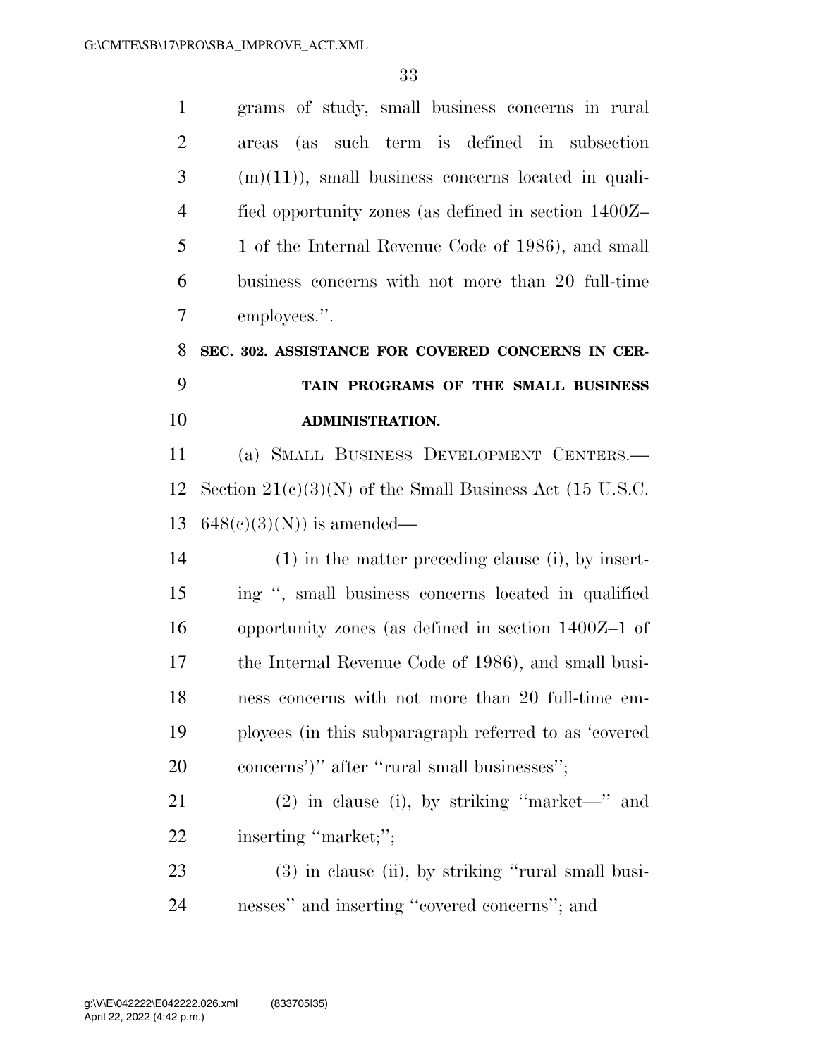grams of study, small business concerns in rural areas (as such term is defined in subsection (m)(11)), small business concerns located in qualified opportunity zones (as defined in section 1400Z–1 of the Internal Revenue Code of 1986), and small business concerns with not more than 20 full-time employees.''.

**SEC. 302. ASSISTANCE FOR COVERED CONCERNS IN CERTAIN PROGRAMS OF THE SMALL BUSINESS ADMINISTRATION.**

(a) SMALL BUSINESS DEVELOPMENT CENTERS.—Section 21(c)(3)(N) of the Small Business Act (15 U.S.C. 648(c)(3)(N)) is amended—

(1) in the matter preceding clause (i), by inserting '', small business concerns located in qualified opportunity zones (as defined in section 1400Z–1 of the Internal Revenue Code of 1986), and small business concerns with not more than 20 full-time employees (in this subparagraph referred to as 'covered concerns')'' after ''rural small businesses'';

(2) in clause (i), by striking ''market—'' and inserting ''market;'';

(3) in clause (ii), by striking ''rural small businesses'' and inserting ''covered concerns''; and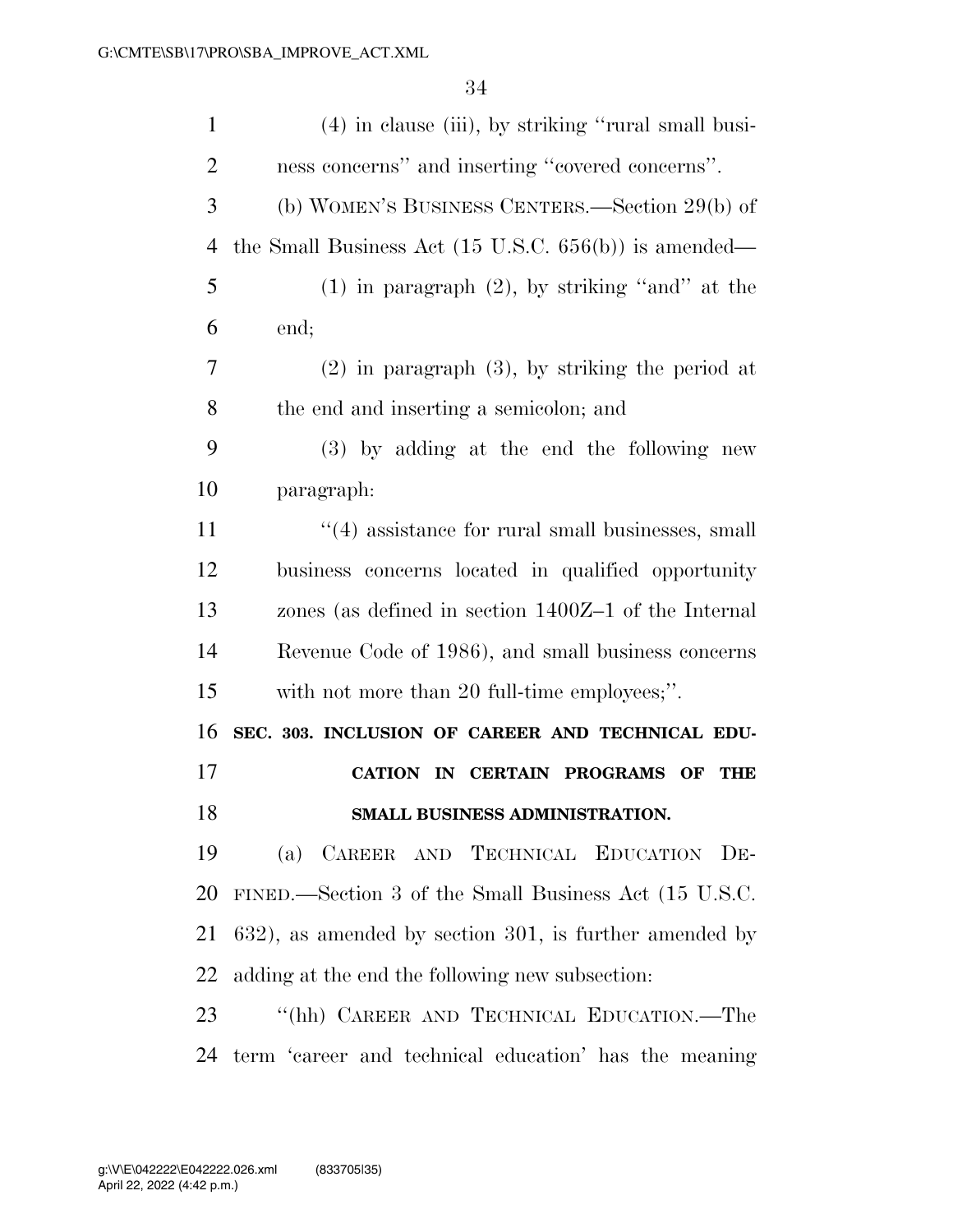(4) in clause (iii), by striking "rural small business concerns" and inserting "covered concerns".

(b) WOMEN'S BUSINESS CENTERS.—Section 29(b) of the Small Business Act (15 U.S.C. 656(b)) is amended—

(1) in paragraph (2), by striking "and" at the end;

(2) in paragraph (3), by striking the period at the end and inserting a semicolon; and

(3) by adding at the end the following new paragraph:

"(4) assistance for rural small businesses, small business concerns located in qualified opportunity zones (as defined in section 1400Z–1 of the Internal Revenue Code of 1986), and small business concerns with not more than 20 full-time employees;".

**SEC. 303. INCLUSION OF CAREER AND TECHNICAL EDUCATION IN CERTAIN PROGRAMS OF THE SMALL BUSINESS ADMINISTRATION.**

(a) CAREER AND TECHNICAL EDUCATION DEFINED.—Section 3 of the Small Business Act (15 U.S.C. 632), as amended by section 301, is further amended by adding at the end the following new subsection:

"(hh) CAREER AND TECHNICAL EDUCATION.—The term 'career and technical education' has the meaning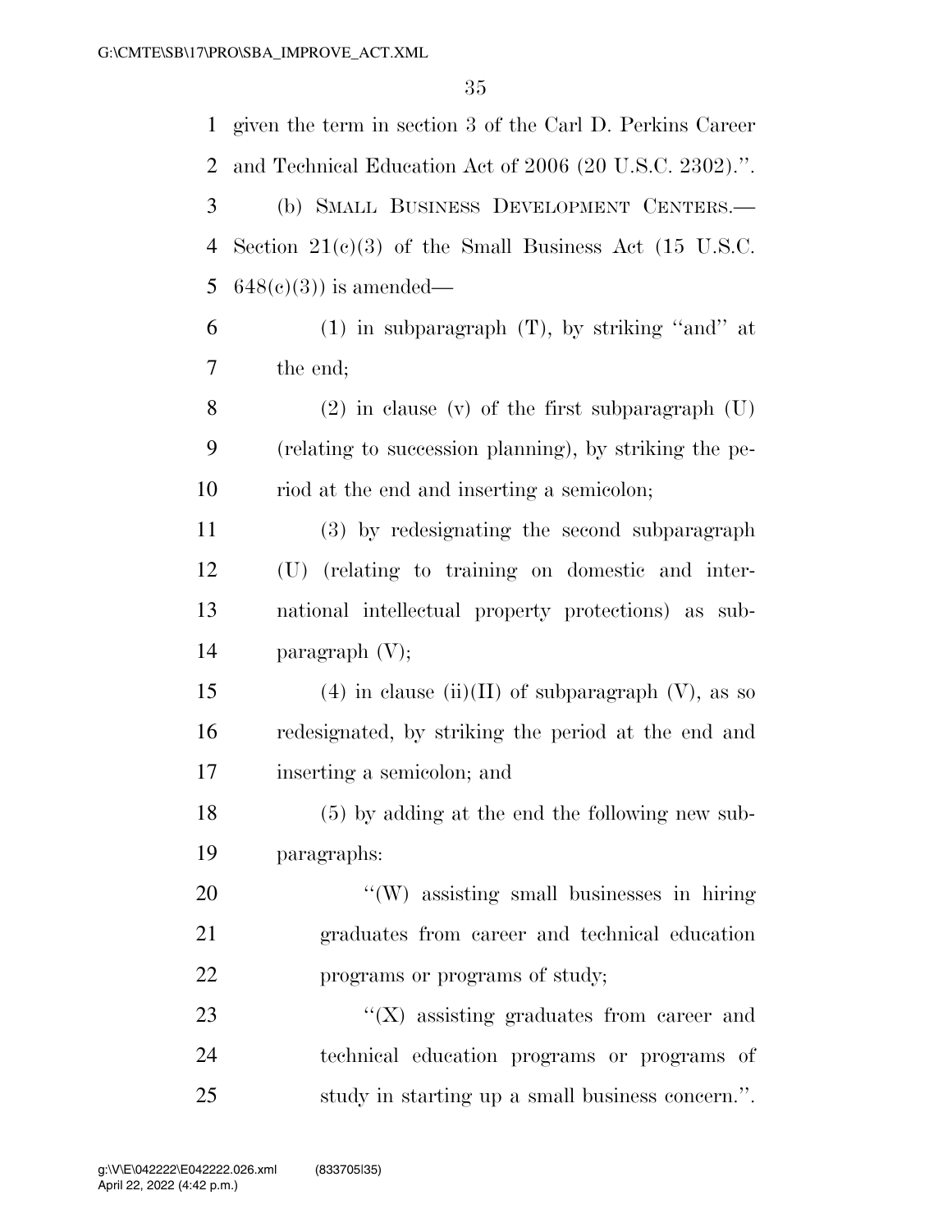given the term in section 3 of the Carl D. Perkins Career and Technical Education Act of 2006 (20 U.S.C. 2302).''.

(b) SMALL BUSINESS DEVELOPMENT CENTERS.—Section 21(c)(3) of the Small Business Act (15 U.S.C. 648(c)(3)) is amended—

(1) in subparagraph (T), by striking ''and'' at the end;

(2) in clause (v) of the first subparagraph (U) (relating to succession planning), by striking the period at the end and inserting a semicolon;

(3) by redesignating the second subparagraph (U) (relating to training on domestic and international intellectual property protections) as subparagraph (V);

(4) in clause (ii)(II) of subparagraph (V), as so redesignated, by striking the period at the end and inserting a semicolon; and

(5) by adding at the end the following new subparagraphs:

''(W) assisting small businesses in hiring graduates from career and technical education programs or programs of study;

''(X) assisting graduates from career and technical education programs or programs of study in starting up a small business concern.''.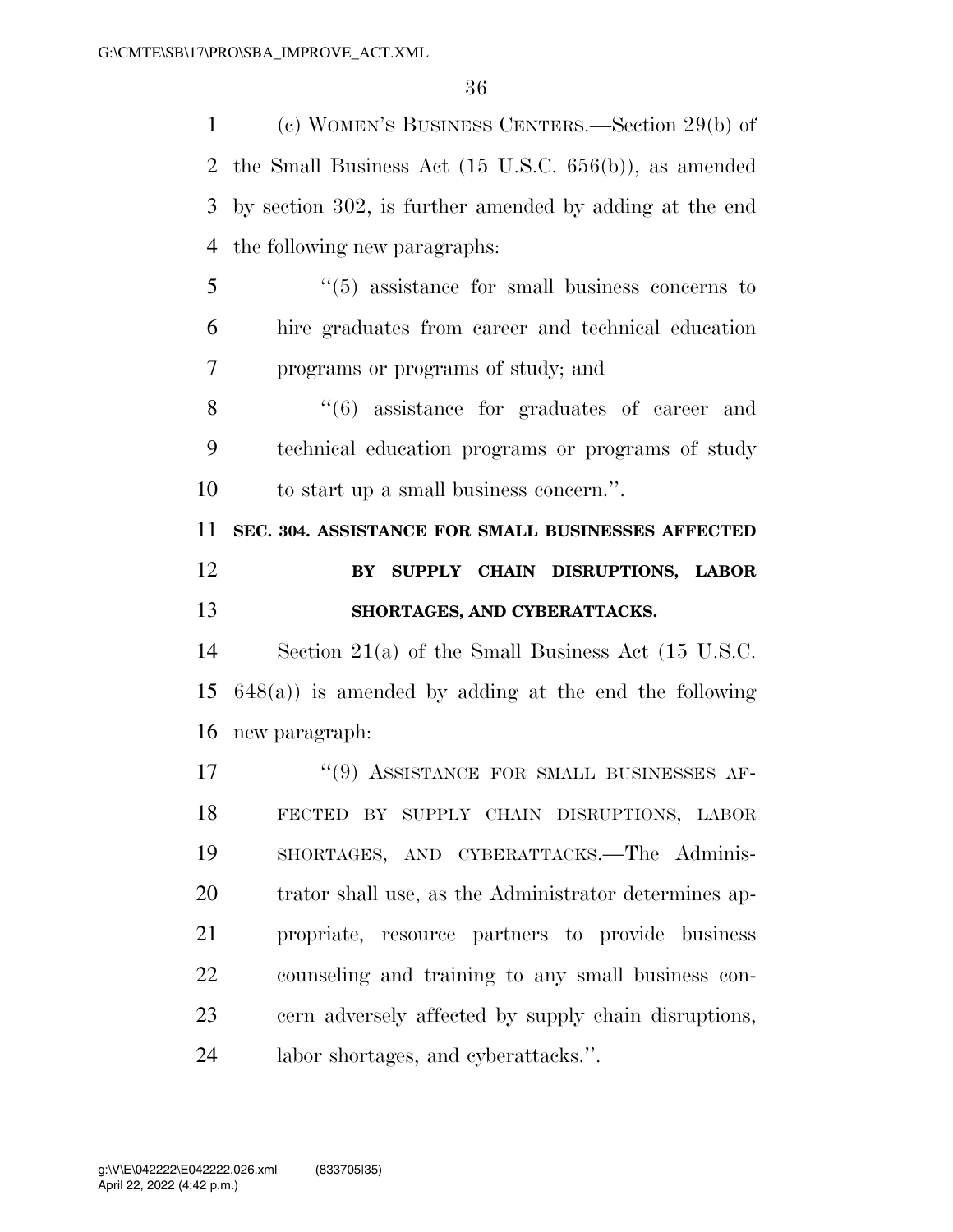(c) WOMEN'S BUSINESS CENTERS.—Section 29(b) of the Small Business Act (15 U.S.C. 656(b)), as amended by section 302, is further amended by adding at the end the following new paragraphs:

> "(5) assistance for small business concerns to hire graduates from career and technical education programs or programs of study; and
>
> "(6) assistance for graduates of career and technical education programs or programs of study to start up a small business concern.".

**SEC. 304. ASSISTANCE FOR SMALL BUSINESSES AFFECTED BY SUPPLY CHAIN DISRUPTIONS, LABOR SHORTAGES, AND CYBERATTACKS.**

Section 21(a) of the Small Business Act (15 U.S.C. 648(a)) is amended by adding at the end the following new paragraph:

> "(9) ASSISTANCE FOR SMALL BUSINESSES AFFECTED BY SUPPLY CHAIN DISRUPTIONS, LABOR SHORTAGES, AND CYBERATTACKS.—The Administrator shall use, as the Administrator determines appropriate, resource partners to provide business counseling and training to any small business concern adversely affected by supply chain disruptions, labor shortages, and cyberattacks.".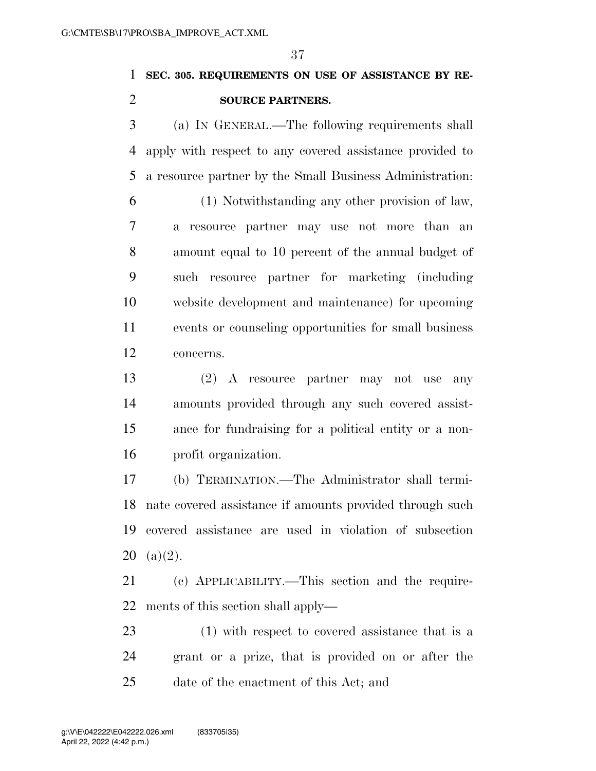**SEC. 305. REQUIREMENTS ON USE OF ASSISTANCE BY RESOURCE PARTNERS.**

(a) IN GENERAL.—The following requirements shall apply with respect to any covered assistance provided to a resource partner by the Small Business Administration:

(1) Notwithstanding any other provision of law, a resource partner may use not more than an amount equal to 10 percent of the annual budget of such resource partner for marketing (including website development and maintenance) for upcoming events or counseling opportunities for small business concerns.

(2) A resource partner may not use any amounts provided through any such covered assistance for fundraising for a political entity or a nonprofit organization.

(b) TERMINATION.—The Administrator shall terminate covered assistance if amounts provided through such covered assistance are used in violation of subsection (a)(2).

(c) APPLICABILITY.—This section and the requirements of this section shall apply—

(1) with respect to covered assistance that is a grant or a prize, that is provided on or after the date of the enactment of this Act; and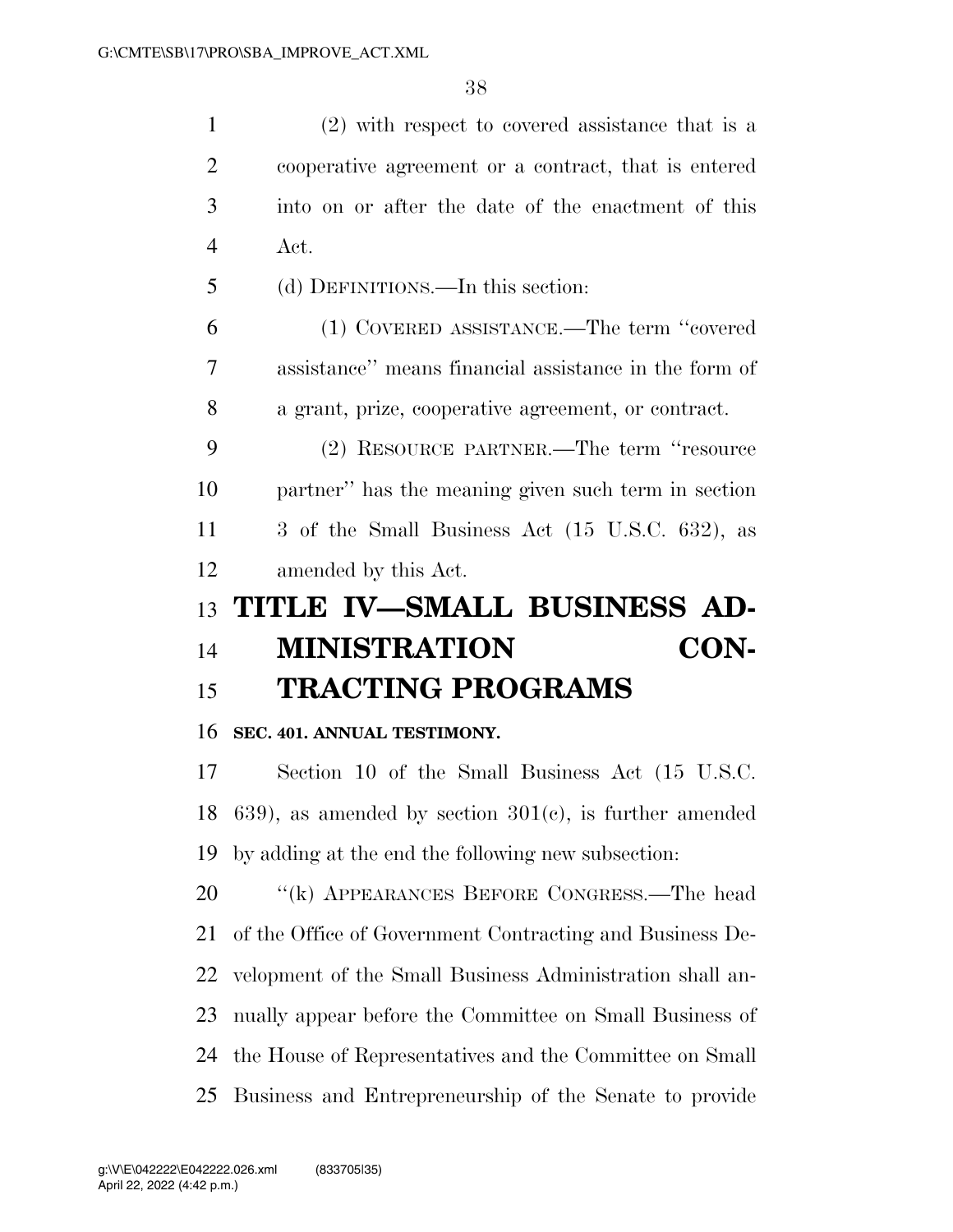(2) with respect to covered assistance that is a cooperative agreement or a contract, that is entered into on or after the date of the enactment of this Act.

(d) DEFINITIONS.—In this section:

(1) COVERED ASSISTANCE.—The term ''covered assistance'' means financial assistance in the form of a grant, prize, cooperative agreement, or contract.

(2) RESOURCE PARTNER.—The term ''resource partner'' has the meaning given such term in section 3 of the Small Business Act (15 U.S.C. 632), as amended by this Act.

# TITLE IV—SMALL BUSINESS ADMINISTRATION CONTRACTING PROGRAMS

### SEC. 401. ANNUAL TESTIMONY.

Section 10 of the Small Business Act (15 U.S.C. 639), as amended by section 301(c), is further amended by adding at the end the following new subsection:

''(k) APPEARANCES BEFORE CONGRESS.—The head of the Office of Government Contracting and Business Development of the Small Business Administration shall annually appear before the Committee on Small Business of the House of Representatives and the Committee on Small Business and Entrepreneurship of the Senate to provide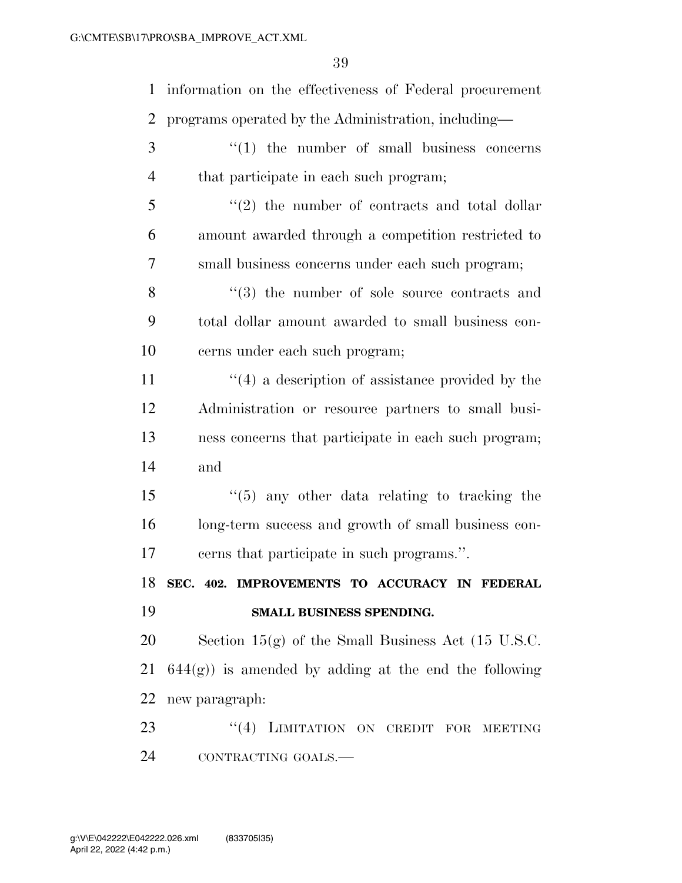information on the effectiveness of Federal procurement programs operated by the Administration, including—

''(1) the number of small business concerns that participate in each such program;

''(2) the number of contracts and total dollar amount awarded through a competition restricted to small business concerns under each such program;

''(3) the number of sole source contracts and total dollar amount awarded to small business concerns under each such program;

''(4) a description of assistance provided by the Administration or resource partners to small business concerns that participate in each such program; and

''(5) any other data relating to tracking the long-term success and growth of small business concerns that participate in such programs.''.

**SEC. 402. IMPROVEMENTS TO ACCURACY IN FEDERAL SMALL BUSINESS SPENDING.**

Section 15(g) of the Small Business Act (15 U.S.C. 644(g)) is amended by adding at the end the following new paragraph:

''(4) LIMITATION ON CREDIT FOR MEETING CONTRACTING GOALS.—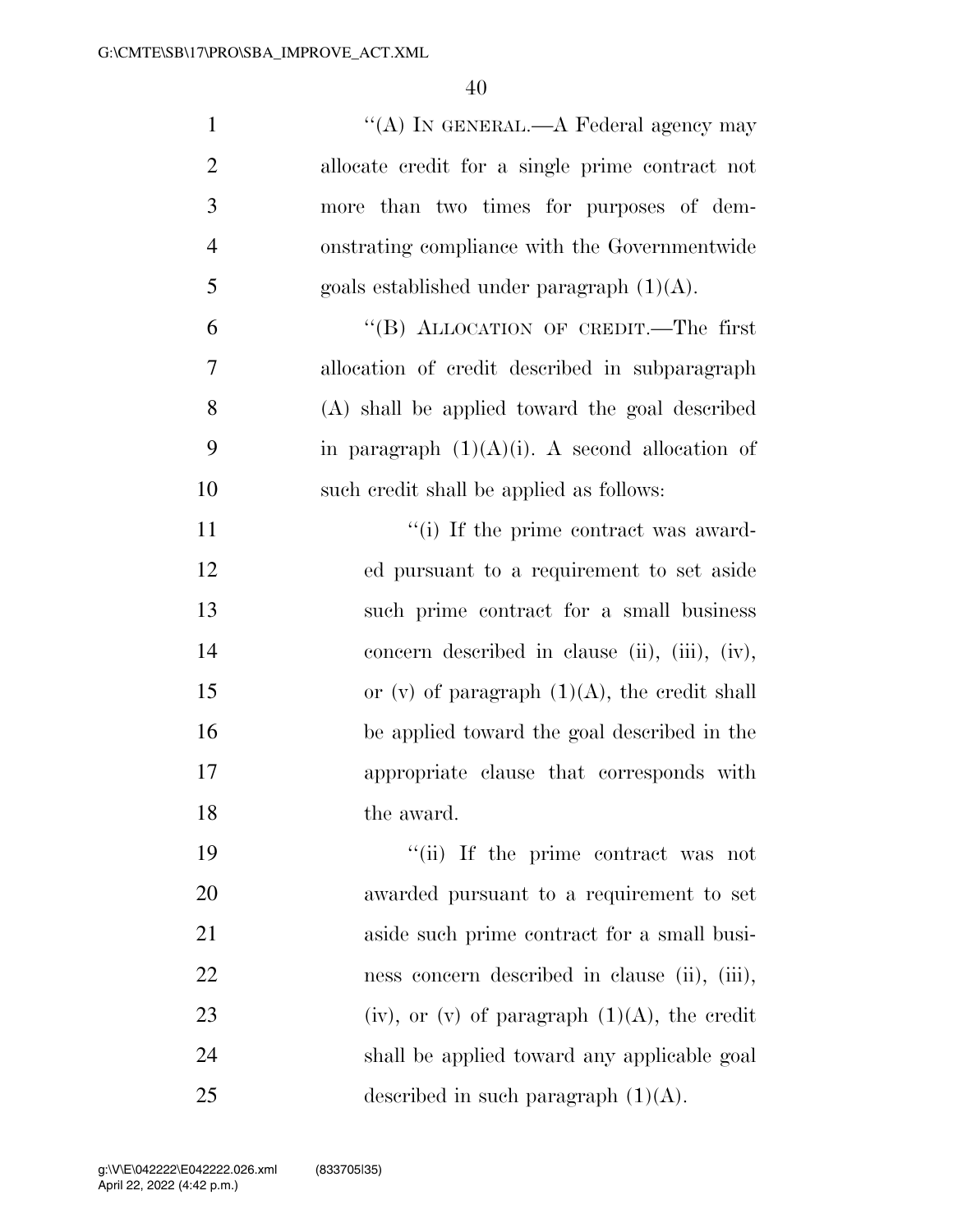"(A) IN GENERAL.—A Federal agency may allocate credit for a single prime contract not more than two times for purposes of demonstrating compliance with the Governmentwide goals established under paragraph (1)(A).

"(B) ALLOCATION OF CREDIT.—The first allocation of credit described in subparagraph (A) shall be applied toward the goal described in paragraph (1)(A)(i). A second allocation of such credit shall be applied as follows:

"(i) If the prime contract was awarded pursuant to a requirement to set aside such prime contract for a small business concern described in clause (ii), (iii), (iv), or (v) of paragraph (1)(A), the credit shall be applied toward the goal described in the appropriate clause that corresponds with the award.

"(ii) If the prime contract was not awarded pursuant to a requirement to set aside such prime contract for a small business concern described in clause (ii), (iii), (iv), or (v) of paragraph (1)(A), the credit shall be applied toward any applicable goal described in such paragraph (1)(A).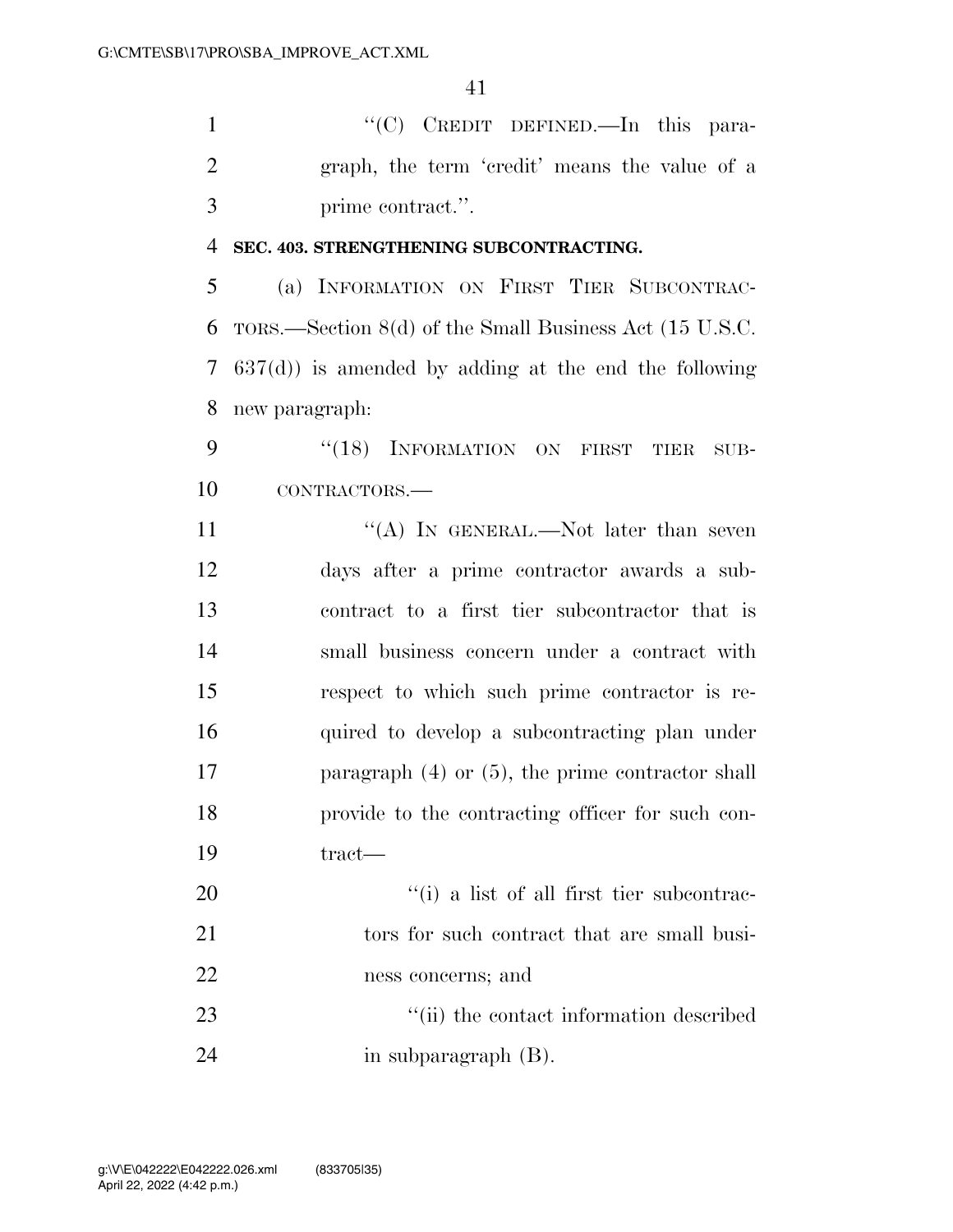"(C) CREDIT DEFINED.—In this paragraph, the term 'credit' means the value of a prime contract.".

**SEC. 403. STRENGTHENING SUBCONTRACTING.**

(a) INFORMATION ON FIRST TIER SUBCONTRACTORS.—Section 8(d) of the Small Business Act (15 U.S.C. 637(d)) is amended by adding at the end the following new paragraph:

"(18) INFORMATION ON FIRST TIER SUBCONTRACTORS.—

"(A) IN GENERAL.—Not later than seven days after a prime contractor awards a subcontract to a first tier subcontractor that is small business concern under a contract with respect to which such prime contractor is required to develop a subcontracting plan under paragraph (4) or (5), the prime contractor shall provide to the contracting officer for such contract—

"(i) a list of all first tier subcontractors for such contract that are small business concerns; and

"(ii) the contact information described in subparagraph (B).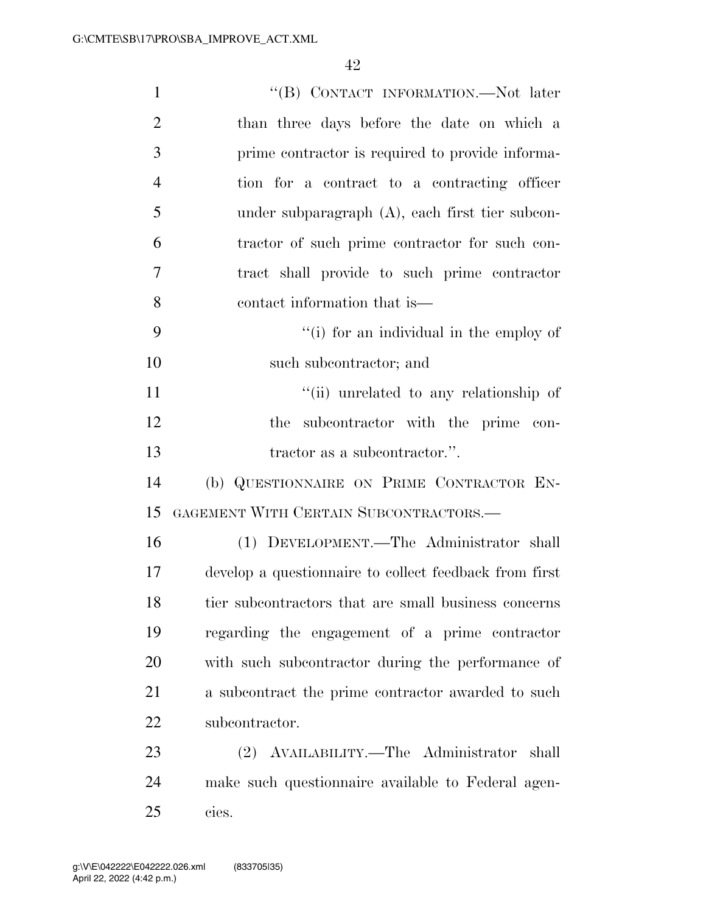"(B) CONTACT INFORMATION.—Not later than three days before the date on which a prime contractor is required to provide information for a contract to a contracting officer under subparagraph (A), each first tier subcontractor of such prime contractor for such contract shall provide to such prime contractor contact information that is—

"(i) for an individual in the employ of such subcontractor; and

"(ii) unrelated to any relationship of the subcontractor with the prime contractor as a subcontractor.".

(b) QUESTIONNAIRE ON PRIME CONTRACTOR ENGAGEMENT WITH CERTAIN SUBCONTRACTORS.—

(1) DEVELOPMENT.—The Administrator shall develop a questionnaire to collect feedback from first tier subcontractors that are small business concerns regarding the engagement of a prime contractor with such subcontractor during the performance of a subcontract the prime contractor awarded to such subcontractor.

(2) AVAILABILITY.—The Administrator shall make such questionnaire available to Federal agencies.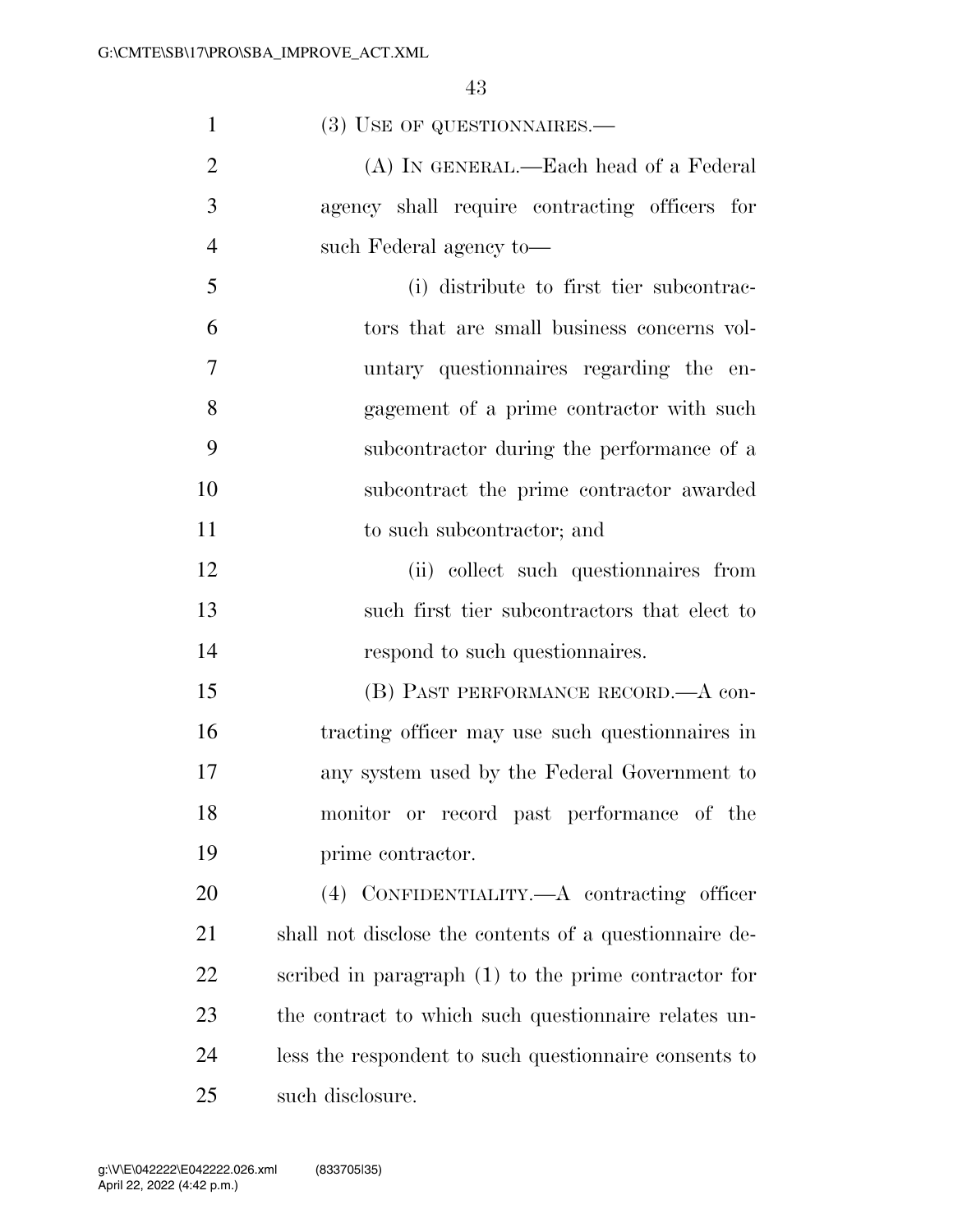(3) USE OF QUESTIONNAIRES.—

(A) IN GENERAL.—Each head of a Federal agency shall require contracting officers for such Federal agency to—

(i) distribute to first tier subcontractors that are small business concerns voluntary questionnaires regarding the engagement of a prime contractor with such subcontractor during the performance of a subcontract the prime contractor awarded to such subcontractor; and

(ii) collect such questionnaires from such first tier subcontractors that elect to respond to such questionnaires.

(B) PAST PERFORMANCE RECORD.—A contracting officer may use such questionnaires in any system used by the Federal Government to monitor or record past performance of the prime contractor.

(4) CONFIDENTIALITY.—A contracting officer shall not disclose the contents of a questionnaire described in paragraph (1) to the prime contractor for the contract to which such questionnaire relates unless the respondent to such questionnaire consents to such disclosure.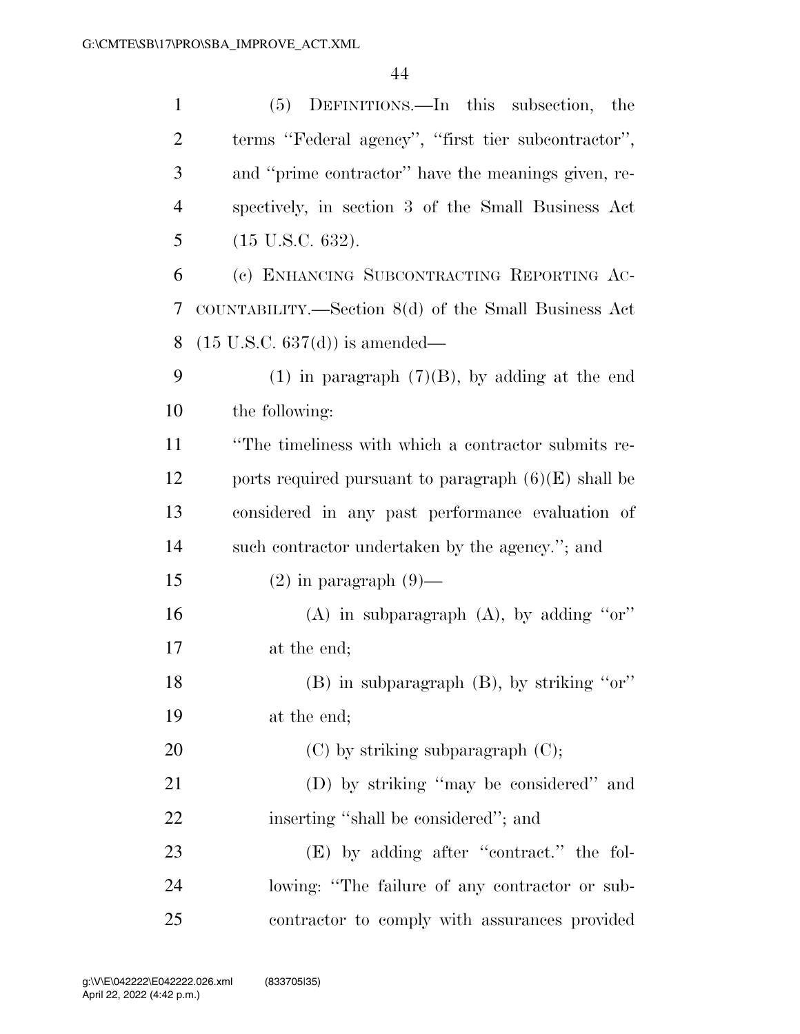(5) DEFINITIONS.—In this subsection, the terms ''Federal agency'', ''first tier subcontractor'', and ''prime contractor'' have the meanings given, respectively, in section 3 of the Small Business Act (15 U.S.C. 632).

(c) ENHANCING SUBCONTRACTING REPORTING ACCOUNTABILITY.—Section 8(d) of the Small Business Act (15 U.S.C. 637(d)) is amended—

(1) in paragraph (7)(B), by adding at the end the following:

''The timeliness with which a contractor submits reports required pursuant to paragraph (6)(E) shall be considered in any past performance evaluation of such contractor undertaken by the agency.''; and

(2) in paragraph (9)—

(A) in subparagraph (A), by adding ''or'' at the end;

(B) in subparagraph (B), by striking ''or'' at the end;

(C) by striking subparagraph (C);

(D) by striking ''may be considered'' and inserting ''shall be considered''; and

(E) by adding after ''contract.'' the following: ''The failure of any contractor or subcontractor to comply with assurances provided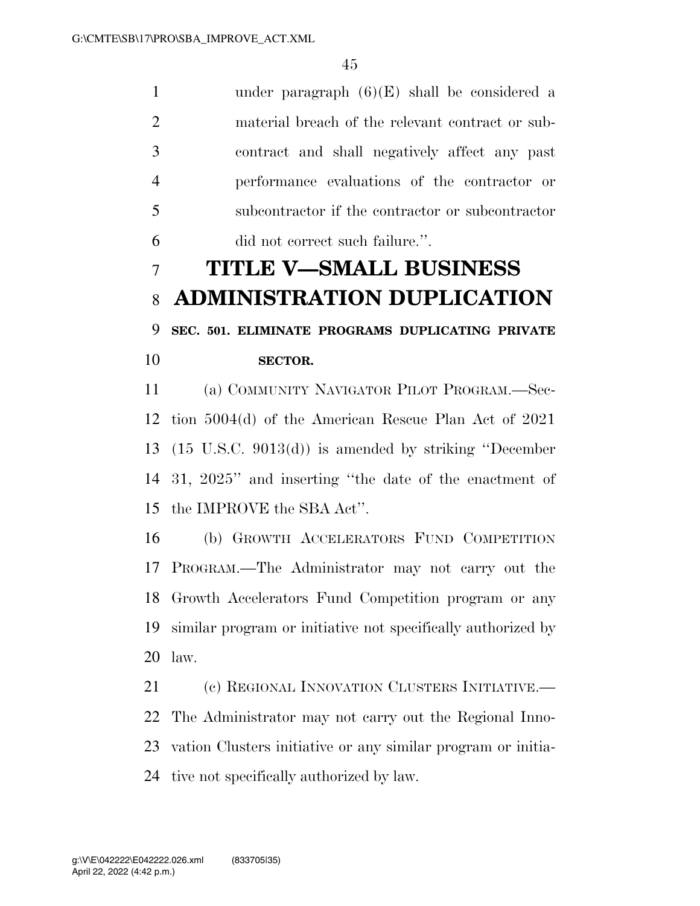under paragraph (6)(E) shall be considered a material breach of the relevant contract or subcontract and shall negatively affect any past performance evaluations of the contractor or subcontractor if the contractor or subcontractor did not correct such failure.''.

# TITLE V—SMALL BUSINESS ADMINISTRATION DUPLICATION

### SEC. 501. ELIMINATE PROGRAMS DUPLICATING PRIVATE SECTOR.

(a) COMMUNITY NAVIGATOR PILOT PROGRAM.—Section 5004(d) of the American Rescue Plan Act of 2021 (15 U.S.C. 9013(d)) is amended by striking ''December 31, 2025'' and inserting ''the date of the enactment of the IMPROVE the SBA Act''.

(b) GROWTH ACCELERATORS FUND COMPETITION PROGRAM.—The Administrator may not carry out the Growth Accelerators Fund Competition program or any similar program or initiative not specifically authorized by law.

(c) REGIONAL INNOVATION CLUSTERS INITIATIVE.—The Administrator may not carry out the Regional Innovation Clusters initiative or any similar program or initiative not specifically authorized by law.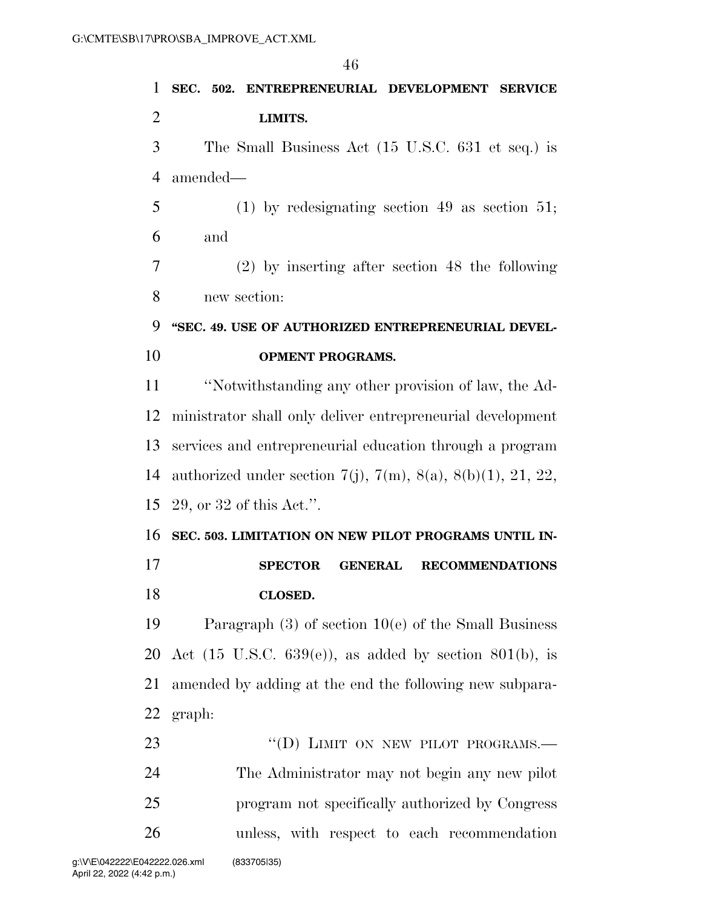**SEC. 502. ENTREPRENEURIAL DEVELOPMENT SERVICE LIMITS.**

The Small Business Act (15 U.S.C. 631 et seq.) is amended—

(1) by redesignating section 49 as section 51; and

(2) by inserting after section 48 the following new section:

**"SEC. 49. USE OF AUTHORIZED ENTREPRENEURIAL DEVELOPMENT PROGRAMS.**

"Notwithstanding any other provision of law, the Administrator shall only deliver entrepreneurial development services and entrepreneurial education through a program authorized under section 7(j), 7(m), 8(a), 8(b)(1), 21, 22, 29, or 32 of this Act.".

**SEC. 503. LIMITATION ON NEW PILOT PROGRAMS UNTIL INSPECTOR GENERAL RECOMMENDATIONS CLOSED.**

Paragraph (3) of section 10(e) of the Small Business Act (15 U.S.C. 639(e)), as added by section 801(b), is amended by adding at the end the following new subparagraph:

"(D) LIMIT ON NEW PILOT PROGRAMS.— The Administrator may not begin any new pilot program not specifically authorized by Congress unless, with respect to each recommendation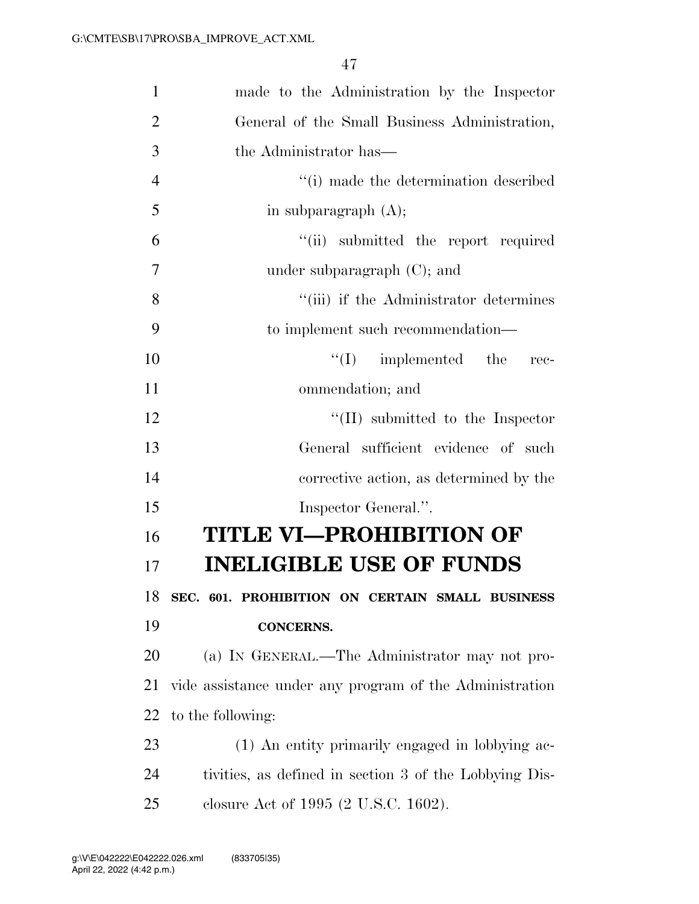made to the Administration by the Inspector General of the Small Business Administration, the Administrator has—

"(i) made the determination described in subparagraph (A);

"(ii) submitted the report required under subparagraph (C); and

"(iii) if the Administrator determines to implement such recommendation—

"(I) implemented the recommendation; and

"(II) submitted to the Inspector General sufficient evidence of such corrective action, as determined by the Inspector General.".

# TITLE VI—PROHIBITION OF INELIGIBLE USE OF FUNDS

### SEC. 601. PROHIBITION ON CERTAIN SMALL BUSINESS CONCERNS.

(a) IN GENERAL.—The Administrator may not provide assistance under any program of the Administration to the following:

(1) An entity primarily engaged in lobbying activities, as defined in section 3 of the Lobbying Disclosure Act of 1995 (2 U.S.C. 1602).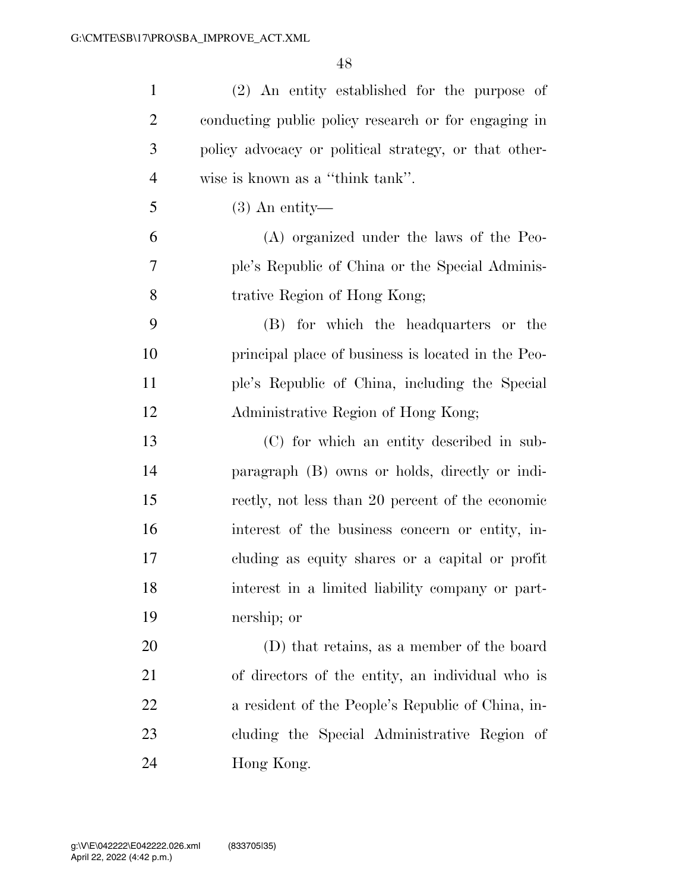(2) An entity established for the purpose of conducting public policy research or for engaging in policy advocacy or political strategy, or that otherwise is known as a ''think tank''.

(3) An entity—

(A) organized under the laws of the People's Republic of China or the Special Administrative Region of Hong Kong;

(B) for which the headquarters or the principal place of business is located in the People's Republic of China, including the Special Administrative Region of Hong Kong;

(C) for which an entity described in subparagraph (B) owns or holds, directly or indirectly, not less than 20 percent of the economic interest of the business concern or entity, including as equity shares or a capital or profit interest in a limited liability company or partnership; or

(D) that retains, as a member of the board of directors of the entity, an individual who is a resident of the People's Republic of China, including the Special Administrative Region of Hong Kong.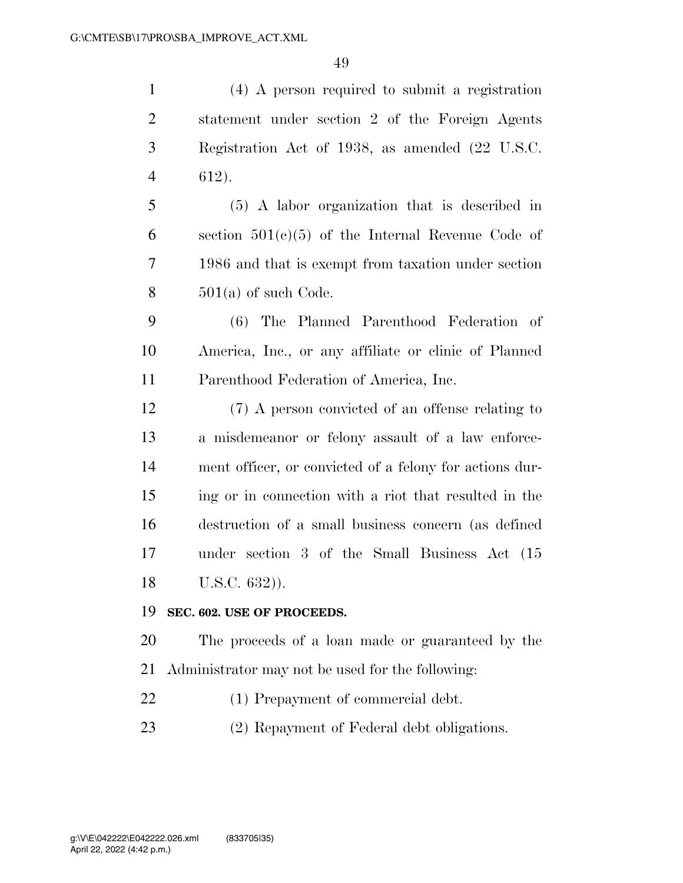(4) A person required to submit a registration statement under section 2 of the Foreign Agents Registration Act of 1938, as amended (22 U.S.C. 612).

(5) A labor organization that is described in section 501(c)(5) of the Internal Revenue Code of 1986 and that is exempt from taxation under section 501(a) of such Code.

(6) The Planned Parenthood Federation of America, Inc., or any affiliate or clinic of Planned Parenthood Federation of America, Inc.

(7) A person convicted of an offense relating to a misdemeanor or felony assault of a law enforcement officer, or convicted of a felony for actions during or in connection with a riot that resulted in the destruction of a small business concern (as defined under section 3 of the Small Business Act (15 U.S.C. 632)).

**SEC. 602. USE OF PROCEEDS.**

The proceeds of a loan made or guaranteed by the Administrator may not be used for the following:

(1) Prepayment of commercial debt.

(2) Repayment of Federal debt obligations.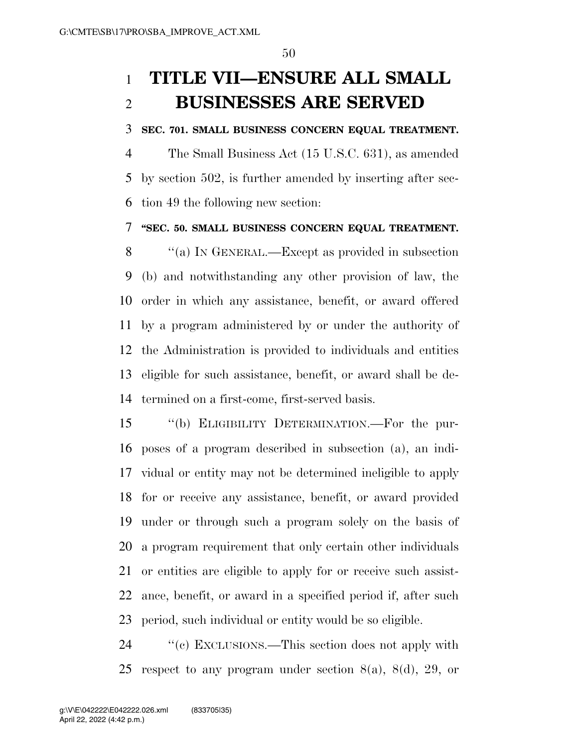# TITLE VII—ENSURE ALL SMALL BUSINESSES ARE SERVED

**SEC. 701. SMALL BUSINESS CONCERN EQUAL TREATMENT.**

The Small Business Act (15 U.S.C. 631), as amended by section 502, is further amended by inserting after section 49 the following new section:

**"SEC. 50. SMALL BUSINESS CONCERN EQUAL TREATMENT.**

"(a) IN GENERAL.—Except as provided in subsection (b) and notwithstanding any other provision of law, the order in which any assistance, benefit, or award offered by a program administered by or under the authority of the Administration is provided to individuals and entities eligible for such assistance, benefit, or award shall be determined on a first-come, first-served basis.

"(b) ELIGIBILITY DETERMINATION.—For the purposes of a program described in subsection (a), an individual or entity may not be determined ineligible to apply for or receive any assistance, benefit, or award provided under or through such a program solely on the basis of a program requirement that only certain other individuals or entities are eligible to apply for or receive such assistance, benefit, or award in a specified period if, after such period, such individual or entity would be so eligible.

"(c) EXCLUSIONS.—This section does not apply with respect to any program under section 8(a), 8(d), 29, or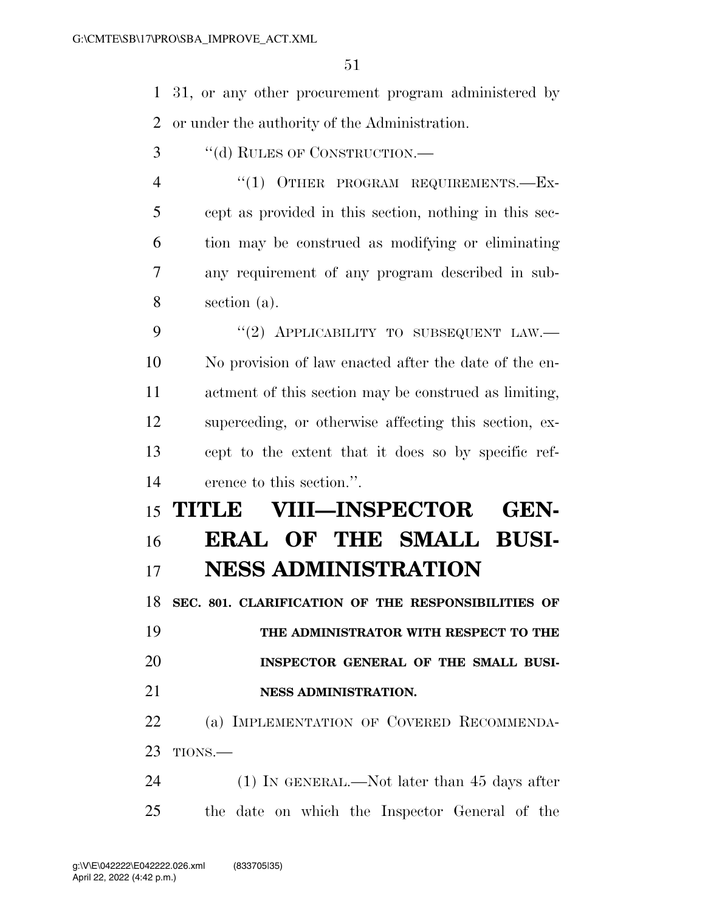31, or any other procurement program administered by or under the authority of the Administration.

"(d) RULES OF CONSTRUCTION.—

"(1) OTHER PROGRAM REQUIREMENTS.—Except as provided in this section, nothing in this section may be construed as modifying or eliminating any requirement of any program described in subsection (a).

"(2) APPLICABILITY TO SUBSEQUENT LAW.—No provision of law enacted after the date of the enactment of this section may be construed as limiting, superceding, or otherwise affecting this section, except to the extent that it does so by specific reference to this section.".

# TITLE VIII—INSPECTOR GENERAL OF THE SMALL BUSINESS ADMINISTRATION

**SEC. 801. CLARIFICATION OF THE RESPONSIBILITIES OF THE ADMINISTRATOR WITH RESPECT TO THE INSPECTOR GENERAL OF THE SMALL BUSINESS ADMINISTRATION.**

(a) IMPLEMENTATION OF COVERED RECOMMENDATIONS.—

(1) IN GENERAL.—Not later than 45 days after the date on which the Inspector General of the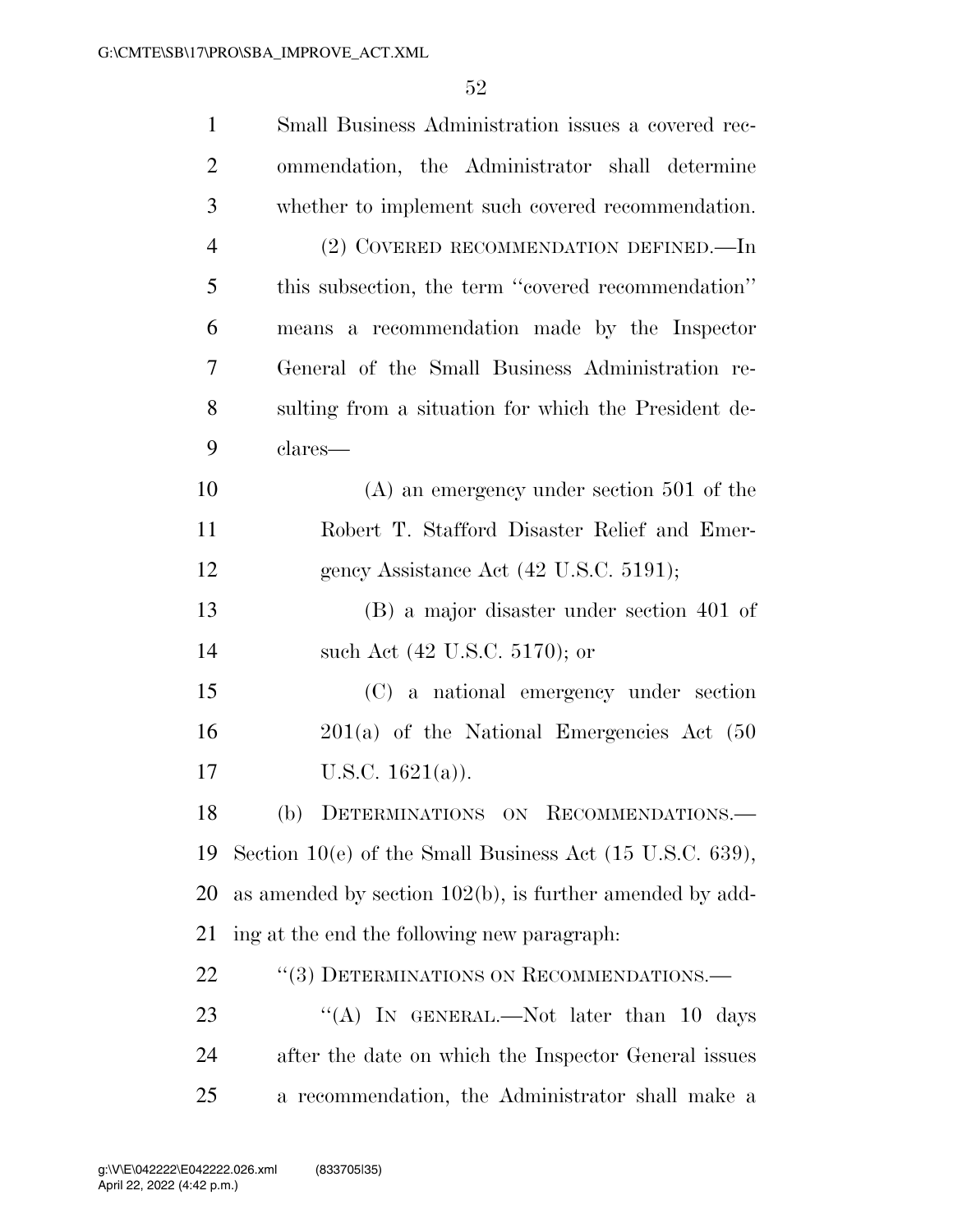Small Business Administration issues a covered recommendation, the Administrator shall determine whether to implement such covered recommendation.

(2) COVERED RECOMMENDATION DEFINED.—In this subsection, the term ''covered recommendation'' means a recommendation made by the Inspector General of the Small Business Administration resulting from a situation for which the President declares—

(A) an emergency under section 501 of the Robert T. Stafford Disaster Relief and Emergency Assistance Act (42 U.S.C. 5191);

(B) a major disaster under section 401 of such Act (42 U.S.C. 5170); or

(C) a national emergency under section 201(a) of the National Emergencies Act (50 U.S.C. 1621(a)).

(b) DETERMINATIONS ON RECOMMENDATIONS.—Section 10(e) of the Small Business Act (15 U.S.C. 639), as amended by section 102(b), is further amended by adding at the end the following new paragraph:

''(3) DETERMINATIONS ON RECOMMENDATIONS.—

''(A) IN GENERAL.—Not later than 10 days after the date on which the Inspector General issues a recommendation, the Administrator shall make a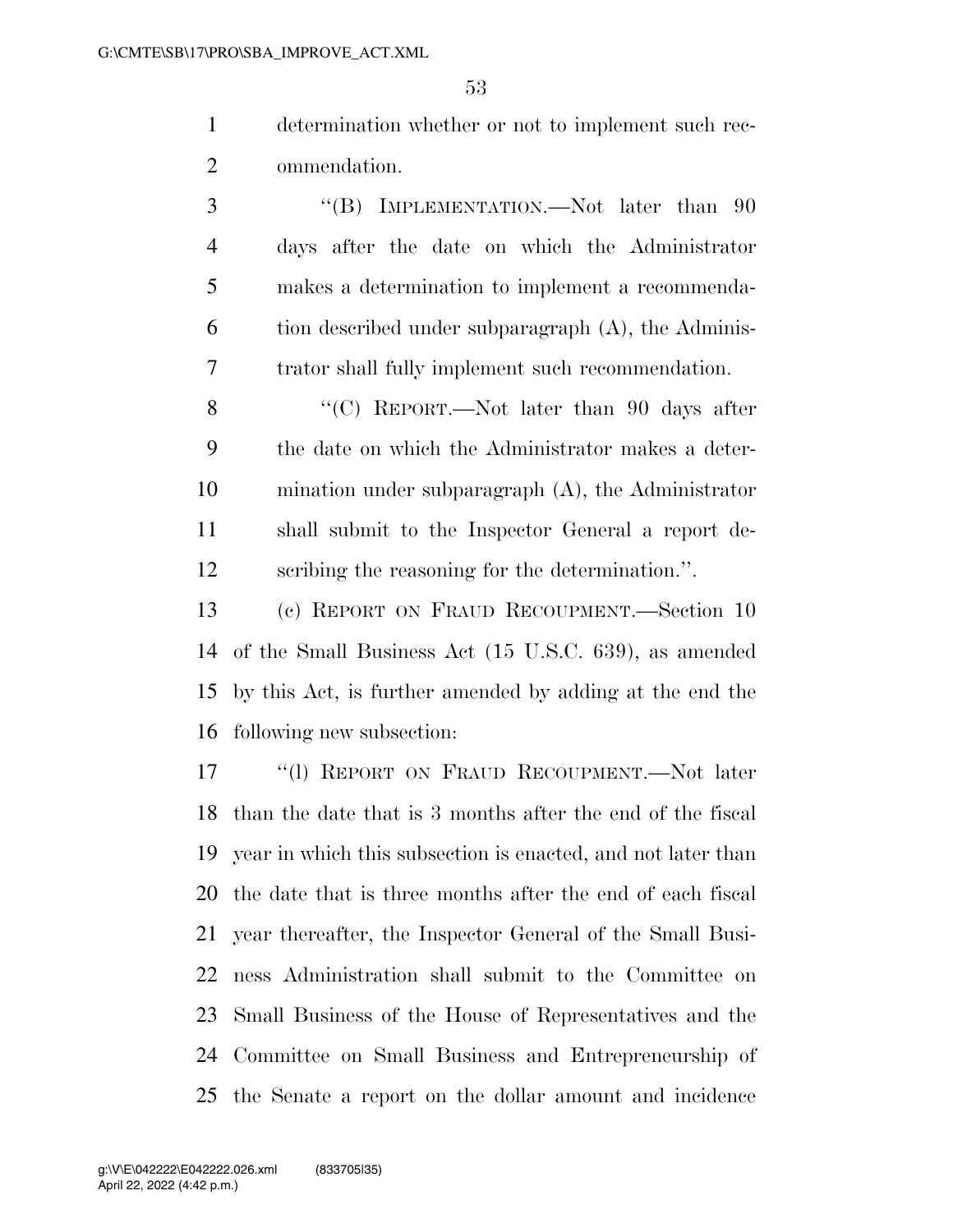determination whether or not to implement such recommendation.

"(B) IMPLEMENTATION.—Not later than 90 days after the date on which the Administrator makes a determination to implement a recommendation described under subparagraph (A), the Administrator shall fully implement such recommendation.

"(C) REPORT.—Not later than 90 days after the date on which the Administrator makes a determination under subparagraph (A), the Administrator shall submit to the Inspector General a report describing the reasoning for the determination.".

(c) REPORT ON FRAUD RECOUPMENT.—Section 10 of the Small Business Act (15 U.S.C. 639), as amended by this Act, is further amended by adding at the end the following new subsection:

"(l) REPORT ON FRAUD RECOUPMENT.—Not later than the date that is 3 months after the end of the fiscal year in which this subsection is enacted, and not later than the date that is three months after the end of each fiscal year thereafter, the Inspector General of the Small Business Administration shall submit to the Committee on Small Business of the House of Representatives and the Committee on Small Business and Entrepreneurship of the Senate a report on the dollar amount and incidence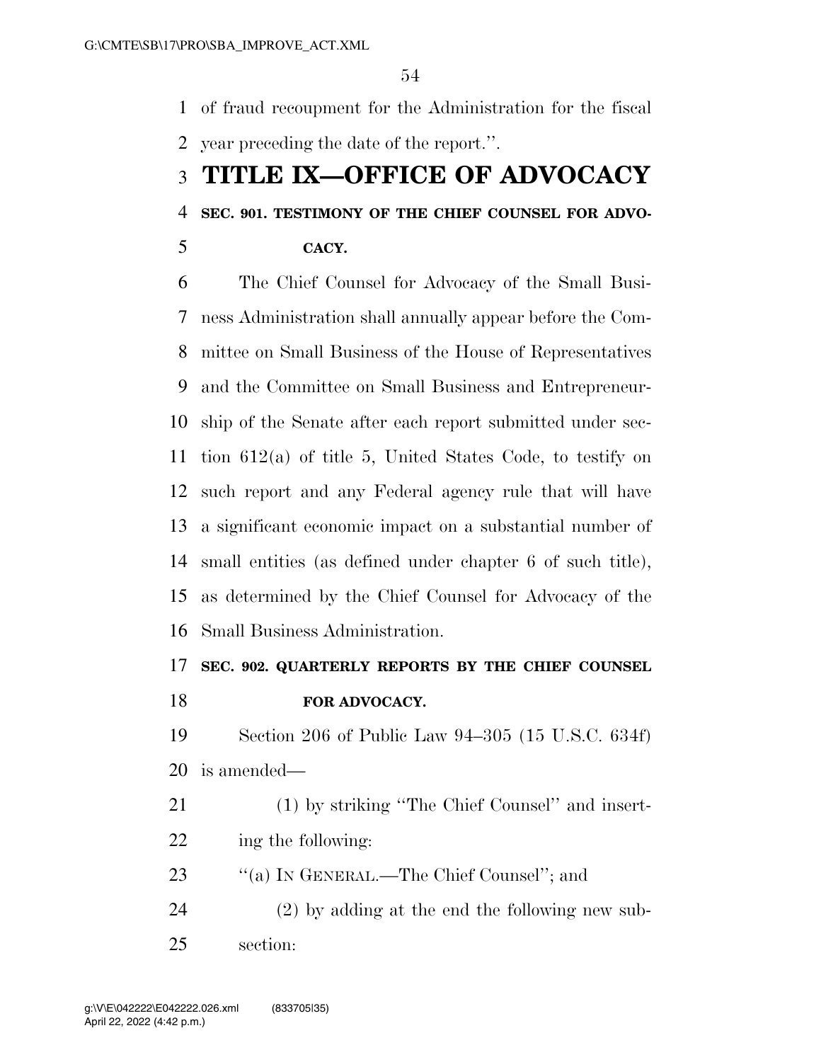of fraud recoupment for the Administration for the fiscal year preceding the date of the report.''.

# TITLE IX—OFFICE OF ADVOCACY

### SEC. 901. TESTIMONY OF THE CHIEF COUNSEL FOR ADVOCACY.

The Chief Counsel for Advocacy of the Small Business Administration shall annually appear before the Committee on Small Business of the House of Representatives and the Committee on Small Business and Entrepreneurship of the Senate after each report submitted under section 612(a) of title 5, United States Code, to testify on such report and any Federal agency rule that will have a significant economic impact on a substantial number of small entities (as defined under chapter 6 of such title), as determined by the Chief Counsel for Advocacy of the Small Business Administration.

### SEC. 902. QUARTERLY REPORTS BY THE CHIEF COUNSEL FOR ADVOCACY.

Section 206 of Public Law 94–305 (15 U.S.C. 634f) is amended—

(1) by striking ''The Chief Counsel'' and inserting the following:

''(a) IN GENERAL.—The Chief Counsel''; and

(2) by adding at the end the following new subsection: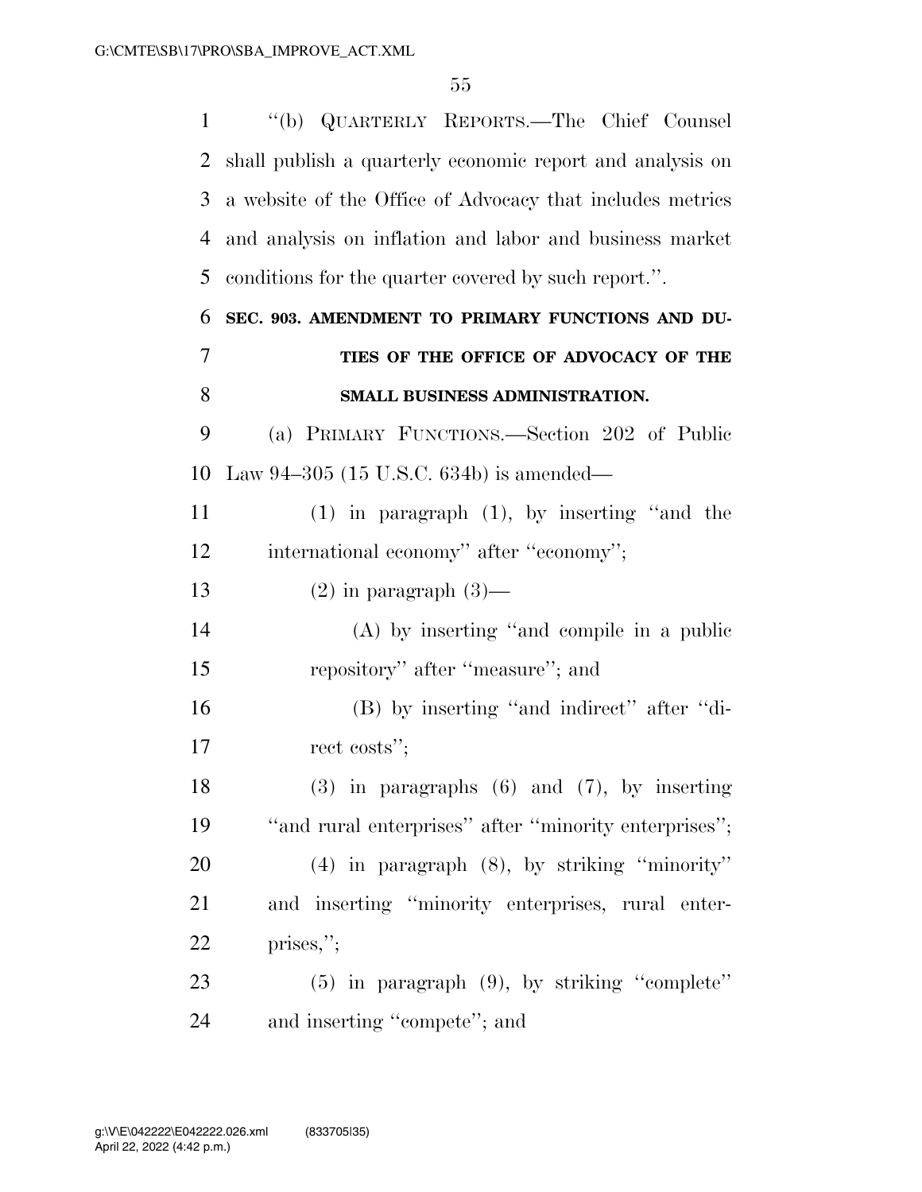"(b) QUARTERLY REPORTS.—The Chief Counsel shall publish a quarterly economic report and analysis on a website of the Office of Advocacy that includes metrics and analysis on inflation and labor and business market conditions for the quarter covered by such report.".

### SEC. 903. AMENDMENT TO PRIMARY FUNCTIONS AND DUTIES OF THE OFFICE OF ADVOCACY OF THE SMALL BUSINESS ADMINISTRATION.

(a) PRIMARY FUNCTIONS.—Section 202 of Public Law 94–305 (15 U.S.C. 634b) is amended—

(1) in paragraph (1), by inserting "and the international economy" after "economy";

(2) in paragraph (3)—

(A) by inserting "and compile in a public repository" after "measure"; and

(B) by inserting "and indirect" after "direct costs";

(3) in paragraphs (6) and (7), by inserting "and rural enterprises" after "minority enterprises";

(4) in paragraph (8), by striking "minority" and inserting "minority enterprises, rural enterprises,";

(5) in paragraph (9), by striking "complete" and inserting "compete"; and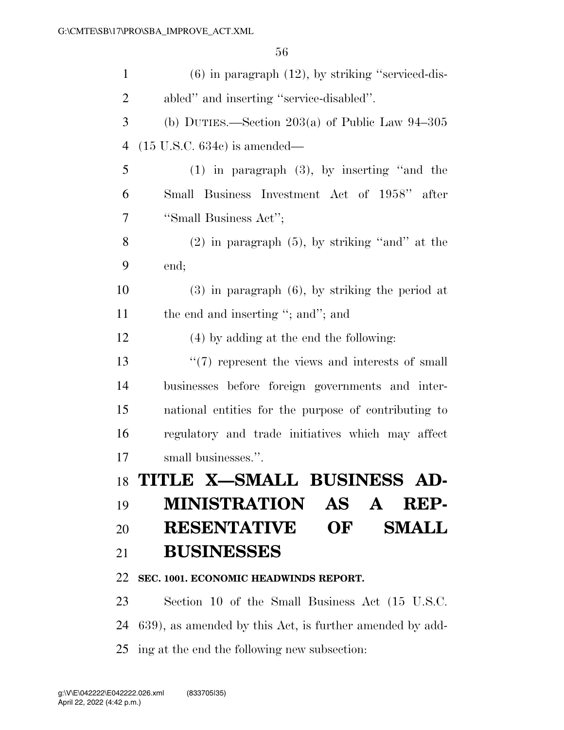(6) in paragraph (12), by striking ''serviced-disabled'' and inserting ''service-disabled''.

(b) DUTIES.—Section 203(a) of Public Law 94–305 (15 U.S.C. 634c) is amended—

(1) in paragraph (3), by inserting ''and the Small Business Investment Act of 1958'' after ''Small Business Act'';

(2) in paragraph (5), by striking ''and'' at the end;

(3) in paragraph (6), by striking the period at the end and inserting ''; and''; and

(4) by adding at the end the following:

''(7) represent the views and interests of small businesses before foreign governments and international entities for the purpose of contributing to regulatory and trade initiatives which may affect small businesses.''.

# TITLE X—SMALL BUSINESS ADMINISTRATION AS A REPRESENTATIVE OF SMALL BUSINESSES

## SEC. 1001. ECONOMIC HEADWINDS REPORT.

Section 10 of the Small Business Act (15 U.S.C. 639), as amended by this Act, is further amended by adding at the end the following new subsection: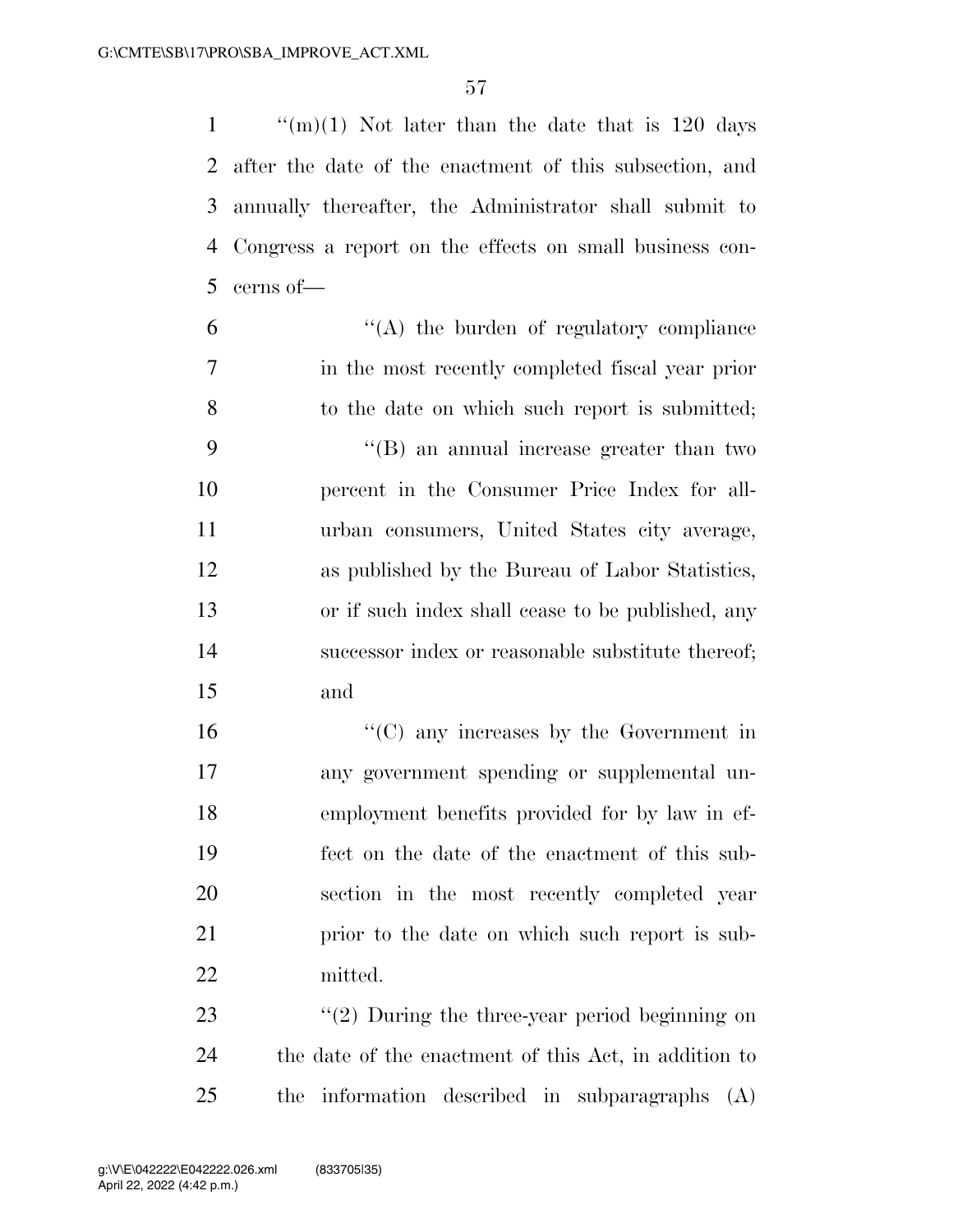"(m)(1) Not later than the date that is 120 days after the date of the enactment of this subsection, and annually thereafter, the Administrator shall submit to Congress a report on the effects on small business concerns of—

"(A) the burden of regulatory compliance in the most recently completed fiscal year prior to the date on which such report is submitted;

"(B) an annual increase greater than two percent in the Consumer Price Index for all-urban consumers, United States city average, as published by the Bureau of Labor Statistics, or if such index shall cease to be published, any successor index or reasonable substitute thereof; and

"(C) any increases by the Government in any government spending or supplemental unemployment benefits provided for by law in effect on the date of the enactment of this subsection in the most recently completed year prior to the date on which such report is submitted.

"(2) During the three-year period beginning on the date of the enactment of this Act, in addition to the information described in subparagraphs (A)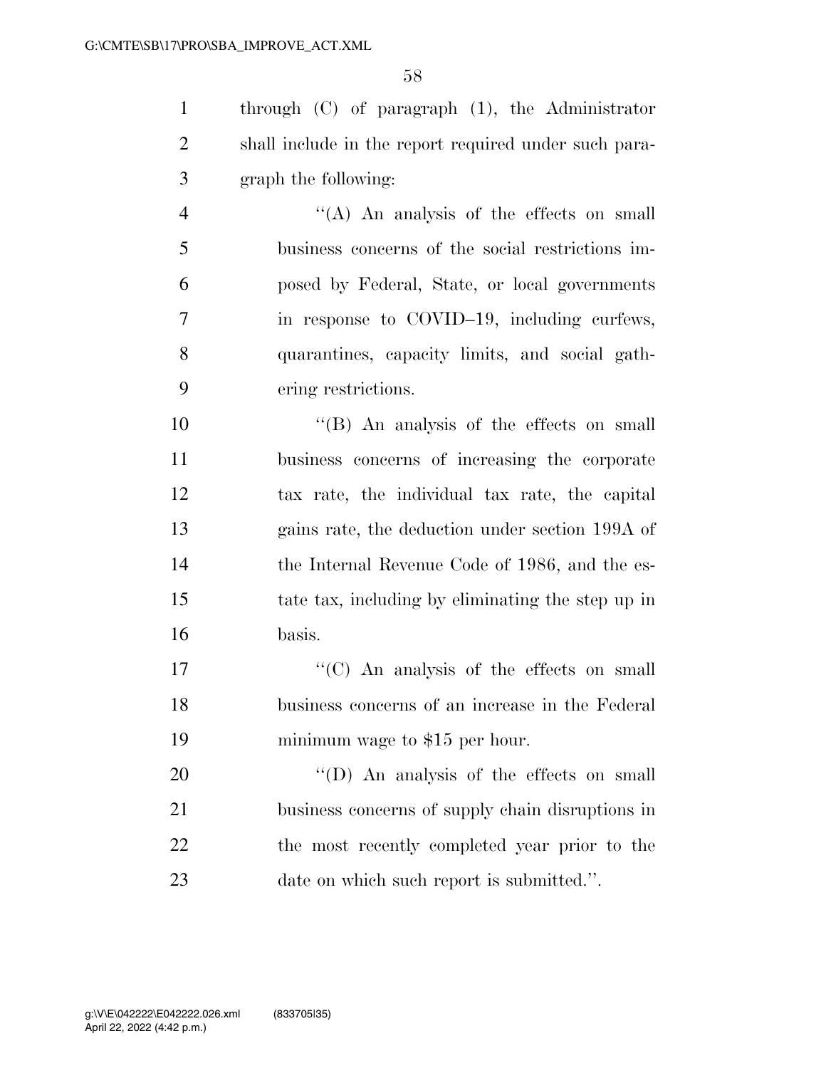through (C) of paragraph (1), the Administrator shall include in the report required under such paragraph the following:

"(A) An analysis of the effects on small business concerns of the social restrictions imposed by Federal, State, or local governments in response to COVID–19, including curfews, quarantines, capacity limits, and social gathering restrictions.

"(B) An analysis of the effects on small business concerns of increasing the corporate tax rate, the individual tax rate, the capital gains rate, the deduction under section 199A of the Internal Revenue Code of 1986, and the estate tax, including by eliminating the step up in basis.

"(C) An analysis of the effects on small business concerns of an increase in the Federal minimum wage to $15 per hour.

"(D) An analysis of the effects on small business concerns of supply chain disruptions in the most recently completed year prior to the date on which such report is submitted.".